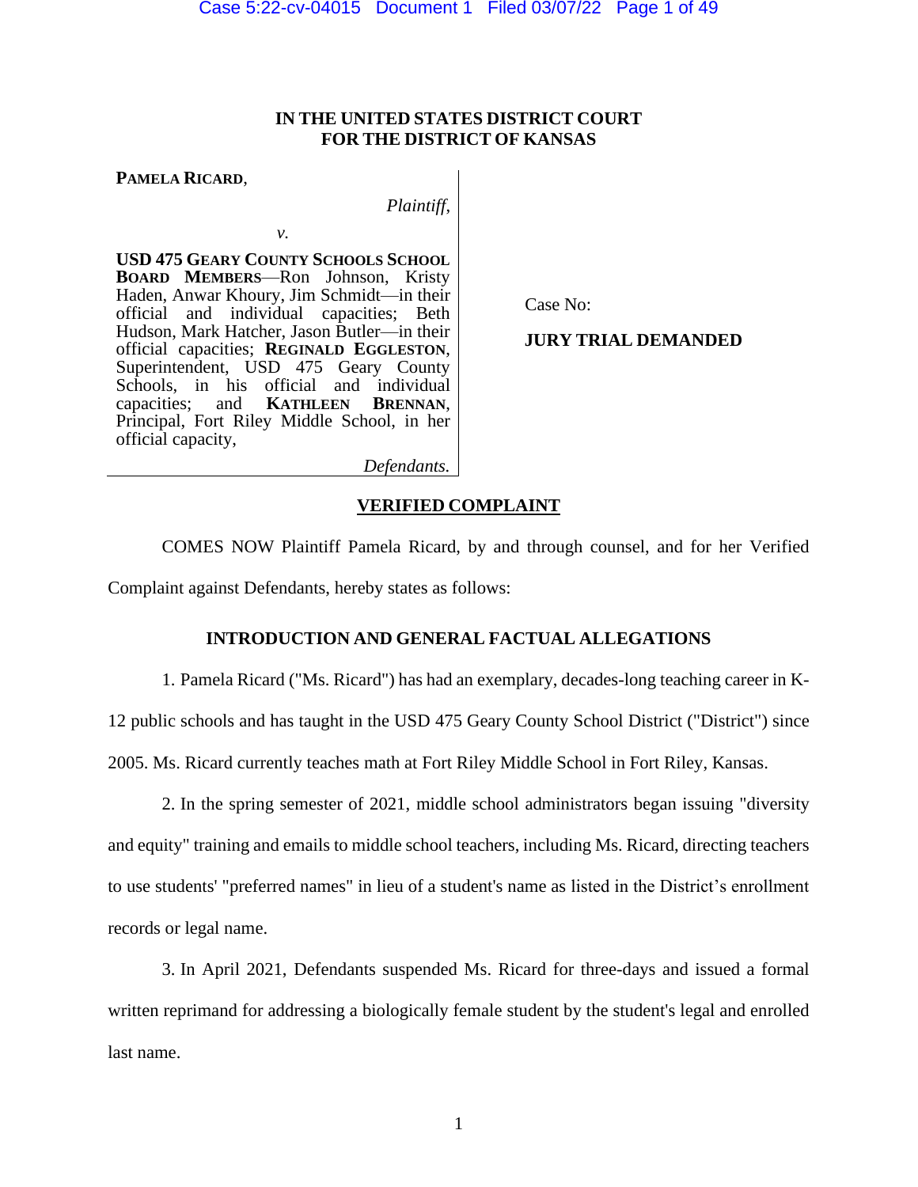**IN THE UNITED STATES DISTRICT COURT**
**FOR THE DISTRICT OF KANSAS**

**PAMELA RICARD**,

*Plaintiff*,

*v.*

**USD 475 GEARY COUNTY SCHOOLS SCHOOL BOARD MEMBERS**—Ron Johnson, Kristy Haden, Anwar Khoury, Jim Schmidt—in their official and individual capacities; Beth Hudson, Mark Hatcher, Jason Butler—in their official capacities; **REGINALD EGGLESTON**, Superintendent, USD 475 Geary County Schools, in his official and individual capacities; and **KATHLEEN BRENNAN**, Principal, Fort Riley Middle School, in her official capacity,

*Defendants.*

Case No:

**JURY TRIAL DEMANDED**

## VERIFIED COMPLAINT

COMES NOW Plaintiff Pamela Ricard, by and through counsel, and for her Verified Complaint against Defendants, hereby states as follows:

### INTRODUCTION AND GENERAL FACTUAL ALLEGATIONS

1. Pamela Ricard ("Ms. Ricard") has had an exemplary, decades-long teaching career in K-12 public schools and has taught in the USD 475 Geary County School District ("District") since 2005. Ms. Ricard currently teaches math at Fort Riley Middle School in Fort Riley, Kansas.

2. In the spring semester of 2021, middle school administrators began issuing "diversity and equity" training and emails to middle school teachers, including Ms. Ricard, directing teachers to use students' "preferred names" in lieu of a student's name as listed in the District's enrollment records or legal name.

3. In April 2021, Defendants suspended Ms. Ricard for three-days and issued a formal written reprimand for addressing a biologically female student by the student's legal and enrolled last name.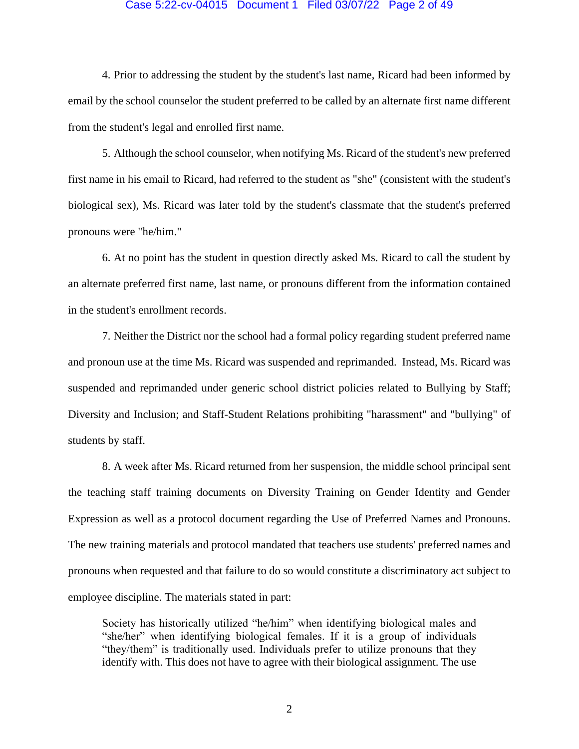4. Prior to addressing the student by the student's last name, Ricard had been informed by email by the school counselor the student preferred to be called by an alternate first name different from the student's legal and enrolled first name.

5. Although the school counselor, when notifying Ms. Ricard of the student's new preferred first name in his email to Ricard, had referred to the student as "she" (consistent with the student's biological sex), Ms. Ricard was later told by the student's classmate that the student's preferred pronouns were "he/him."

6. At no point has the student in question directly asked Ms. Ricard to call the student by an alternate preferred first name, last name, or pronouns different from the information contained in the student's enrollment records.

7. Neither the District nor the school had a formal policy regarding student preferred name and pronoun use at the time Ms. Ricard was suspended and reprimanded. Instead, Ms. Ricard was suspended and reprimanded under generic school district policies related to Bullying by Staff; Diversity and Inclusion; and Staff-Student Relations prohibiting "harassment" and "bullying" of students by staff.

8. A week after Ms. Ricard returned from her suspension, the middle school principal sent the teaching staff training documents on Diversity Training on Gender Identity and Gender Expression as well as a protocol document regarding the Use of Preferred Names and Pronouns. The new training materials and protocol mandated that teachers use students' preferred names and pronouns when requested and that failure to do so would constitute a discriminatory act subject to employee discipline. The materials stated in part:

> Society has historically utilized "he/him" when identifying biological males and "she/her" when identifying biological females. If it is a group of individuals "they/them" is traditionally used. Individuals prefer to utilize pronouns that they identify with. This does not have to agree with their biological assignment. The use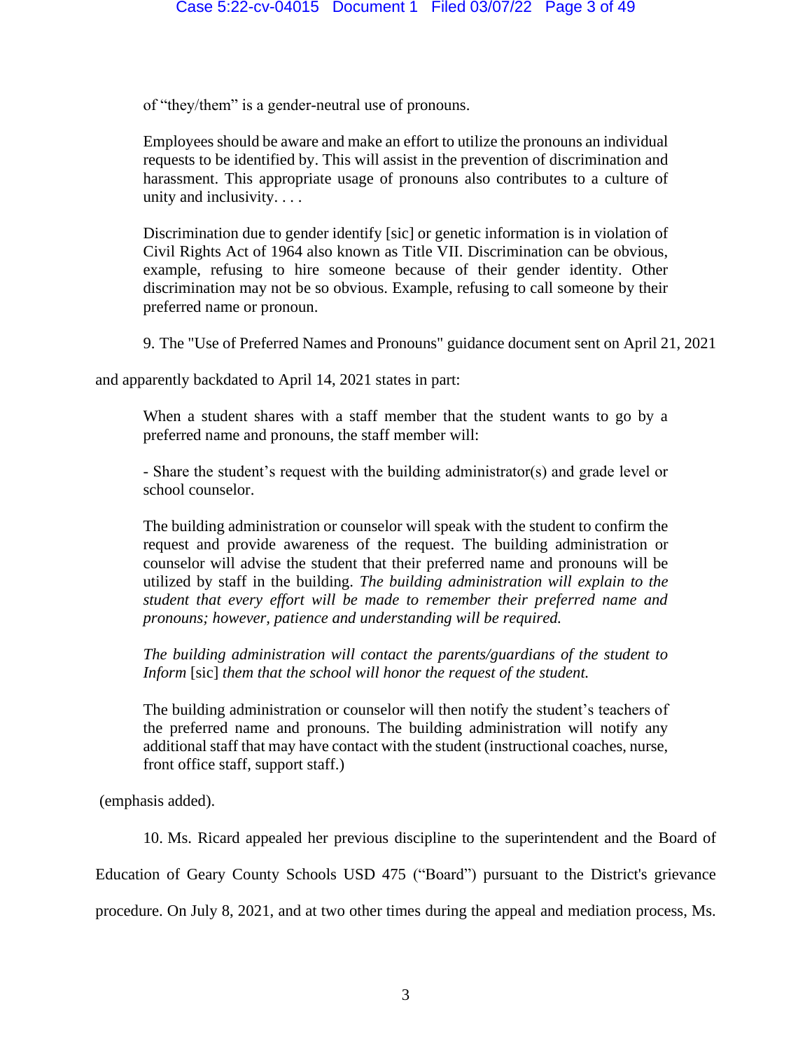of "they/them" is a gender-neutral use of pronouns.

> Employees should be aware and make an effort to utilize the pronouns an individual requests to be identified by. This will assist in the prevention of discrimination and harassment. This appropriate usage of pronouns also contributes to a culture of unity and inclusivity. . . .
>
> Discrimination due to gender identify [sic] or genetic information is in violation of Civil Rights Act of 1964 also known as Title VII. Discrimination can be obvious, example, refusing to hire someone because of their gender identity. Other discrimination may not be so obvious. Example, refusing to call someone by their preferred name or pronoun.

9. The "Use of Preferred Names and Pronouns" guidance document sent on April 21, 2021 and apparently backdated to April 14, 2021 states in part:

> When a student shares with a staff member that the student wants to go by a preferred name and pronouns, the staff member will:
>
> - Share the student's request with the building administrator(s) and grade level or school counselor.
>
> The building administration or counselor will speak with the student to confirm the request and provide awareness of the request. The building administration or counselor will advise the student that their preferred name and pronouns will be utilized by staff in the building. *The building administration will explain to the student that every effort will be made to remember their preferred name and pronouns; however, patience and understanding will be required.*
>
> *The building administration will contact the parents/guardians of the student to Inform* [sic] *them that the school will honor the request of the student.*
>
> The building administration or counselor will then notify the student's teachers of the preferred name and pronouns. The building administration will notify any additional staff that may have contact with the student (instructional coaches, nurse, front office staff, support staff.)

(emphasis added).

10. Ms. Ricard appealed her previous discipline to the superintendent and the Board of Education of Geary County Schools USD 475 ("Board") pursuant to the District's grievance procedure. On July 8, 2021, and at two other times during the appeal and mediation process, Ms.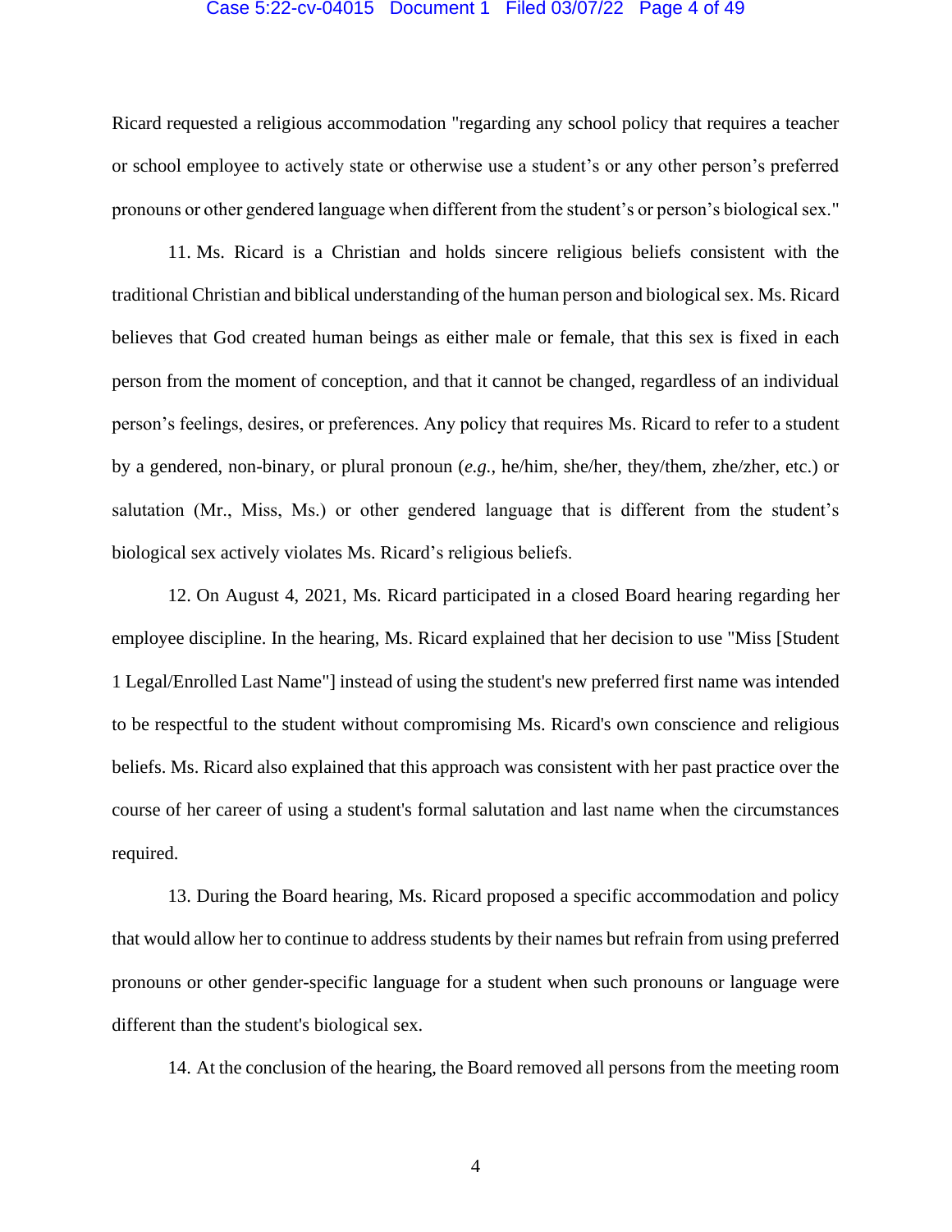Ricard requested a religious accommodation "regarding any school policy that requires a teacher or school employee to actively state or otherwise use a student's or any other person's preferred pronouns or other gendered language when different from the student's or person's biological sex."

11. Ms. Ricard is a Christian and holds sincere religious beliefs consistent with the traditional Christian and biblical understanding of the human person and biological sex. Ms. Ricard believes that God created human beings as either male or female, that this sex is fixed in each person from the moment of conception, and that it cannot be changed, regardless of an individual person's feelings, desires, or preferences. Any policy that requires Ms. Ricard to refer to a student by a gendered, non-binary, or plural pronoun (*e.g.*, he/him, she/her, they/them, zhe/zher, etc.) or salutation (Mr., Miss, Ms.) or other gendered language that is different from the student's biological sex actively violates Ms. Ricard's religious beliefs.

12. On August 4, 2021, Ms. Ricard participated in a closed Board hearing regarding her employee discipline. In the hearing, Ms. Ricard explained that her decision to use "Miss [Student 1 Legal/Enrolled Last Name"] instead of using the student's new preferred first name was intended to be respectful to the student without compromising Ms. Ricard's own conscience and religious beliefs. Ms. Ricard also explained that this approach was consistent with her past practice over the course of her career of using a student's formal salutation and last name when the circumstances required.

13. During the Board hearing, Ms. Ricard proposed a specific accommodation and policy that would allow her to continue to address students by their names but refrain from using preferred pronouns or other gender-specific language for a student when such pronouns or language were different than the student's biological sex.

14. At the conclusion of the hearing, the Board removed all persons from the meeting room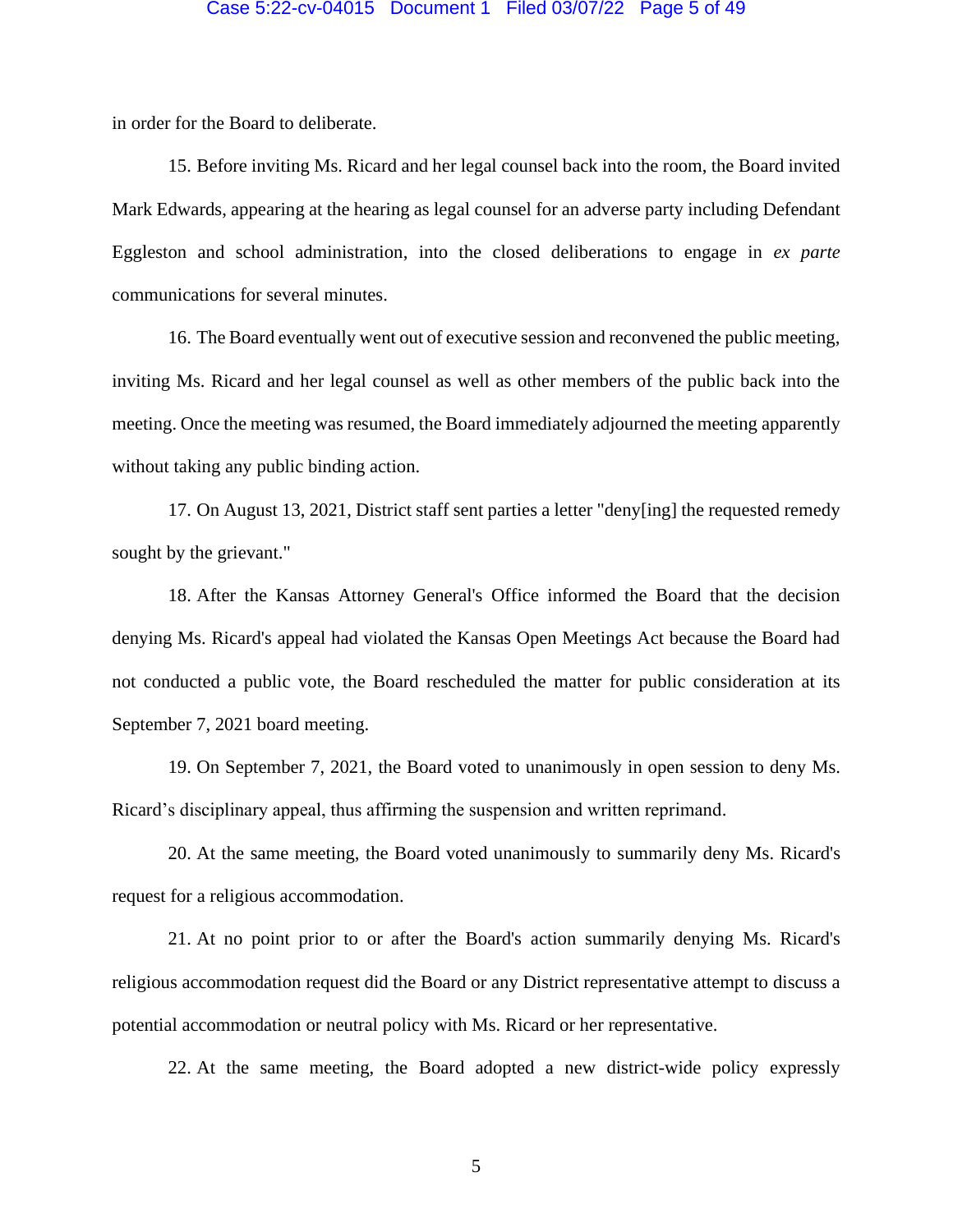in order for the Board to deliberate.

15. Before inviting Ms. Ricard and her legal counsel back into the room, the Board invited Mark Edwards, appearing at the hearing as legal counsel for an adverse party including Defendant Eggleston and school administration, into the closed deliberations to engage in *ex parte* communications for several minutes.

16. The Board eventually went out of executive session and reconvened the public meeting, inviting Ms. Ricard and her legal counsel as well as other members of the public back into the meeting. Once the meeting was resumed, the Board immediately adjourned the meeting apparently without taking any public binding action.

17. On August 13, 2021, District staff sent parties a letter "deny[ing] the requested remedy sought by the grievant."

18. After the Kansas Attorney General's Office informed the Board that the decision denying Ms. Ricard's appeal had violated the Kansas Open Meetings Act because the Board had not conducted a public vote, the Board rescheduled the matter for public consideration at its September 7, 2021 board meeting.

19. On September 7, 2021, the Board voted to unanimously in open session to deny Ms. Ricard's disciplinary appeal, thus affirming the suspension and written reprimand.

20. At the same meeting, the Board voted unanimously to summarily deny Ms. Ricard's request for a religious accommodation.

21. At no point prior to or after the Board's action summarily denying Ms. Ricard's religious accommodation request did the Board or any District representative attempt to discuss a potential accommodation or neutral policy with Ms. Ricard or her representative.

22. At the same meeting, the Board adopted a new district-wide policy expressly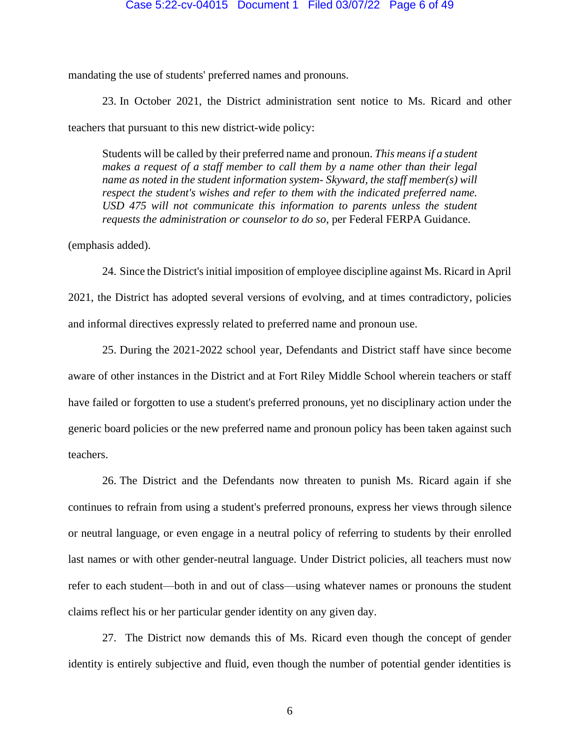mandating the use of students' preferred names and pronouns.

23. In October 2021, the District administration sent notice to Ms. Ricard and other teachers that pursuant to this new district-wide policy:

> Students will be called by their preferred name and pronoun. *This means if a student makes a request of a staff member to call them by a name other than their legal name as noted in the student information system- Skyward, the staff member(s) will respect the student's wishes and refer to them with the indicated preferred name. USD 475 will not communicate this information to parents unless the student requests the administration or counselor to do so*, per Federal FERPA Guidance.

(emphasis added).

24. Since the District's initial imposition of employee discipline against Ms. Ricard in April 2021, the District has adopted several versions of evolving, and at times contradictory, policies and informal directives expressly related to preferred name and pronoun use.

25. During the 2021-2022 school year, Defendants and District staff have since become aware of other instances in the District and at Fort Riley Middle School wherein teachers or staff have failed or forgotten to use a student's preferred pronouns, yet no disciplinary action under the generic board policies or the new preferred name and pronoun policy has been taken against such teachers.

26. The District and the Defendants now threaten to punish Ms. Ricard again if she continues to refrain from using a student's preferred pronouns, express her views through silence or neutral language, or even engage in a neutral policy of referring to students by their enrolled last names or with other gender-neutral language. Under District policies, all teachers must now refer to each student—both in and out of class—using whatever names or pronouns the student claims reflect his or her particular gender identity on any given day.

27. The District now demands this of Ms. Ricard even though the concept of gender identity is entirely subjective and fluid, even though the number of potential gender identities is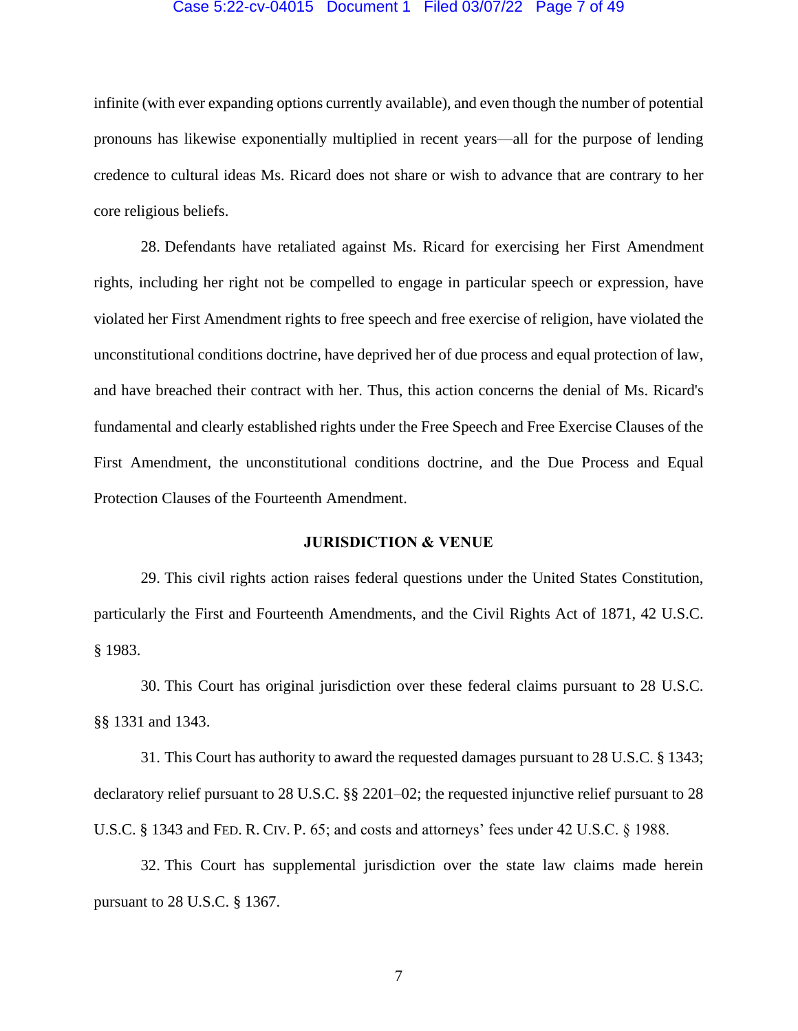infinite (with ever expanding options currently available), and even though the number of potential pronouns has likewise exponentially multiplied in recent years—all for the purpose of lending credence to cultural ideas Ms. Ricard does not share or wish to advance that are contrary to her core religious beliefs.

28. Defendants have retaliated against Ms. Ricard for exercising her First Amendment rights, including her right not be compelled to engage in particular speech or expression, have violated her First Amendment rights to free speech and free exercise of religion, have violated the unconstitutional conditions doctrine, have deprived her of due process and equal protection of law, and have breached their contract with her. Thus, this action concerns the denial of Ms. Ricard's fundamental and clearly established rights under the Free Speech and Free Exercise Clauses of the First Amendment, the unconstitutional conditions doctrine, and the Due Process and Equal Protection Clauses of the Fourteenth Amendment.

**JURISDICTION & VENUE**

29. This civil rights action raises federal questions under the United States Constitution, particularly the First and Fourteenth Amendments, and the Civil Rights Act of 1871, 42 U.S.C. § 1983.

30. This Court has original jurisdiction over these federal claims pursuant to 28 U.S.C. §§ 1331 and 1343.

31. This Court has authority to award the requested damages pursuant to 28 U.S.C. § 1343; declaratory relief pursuant to 28 U.S.C. §§ 2201–02; the requested injunctive relief pursuant to 28 U.S.C. § 1343 and FED. R. CIV. P. 65; and costs and attorneys' fees under 42 U.S.C. § 1988.

32. This Court has supplemental jurisdiction over the state law claims made herein pursuant to 28 U.S.C. § 1367.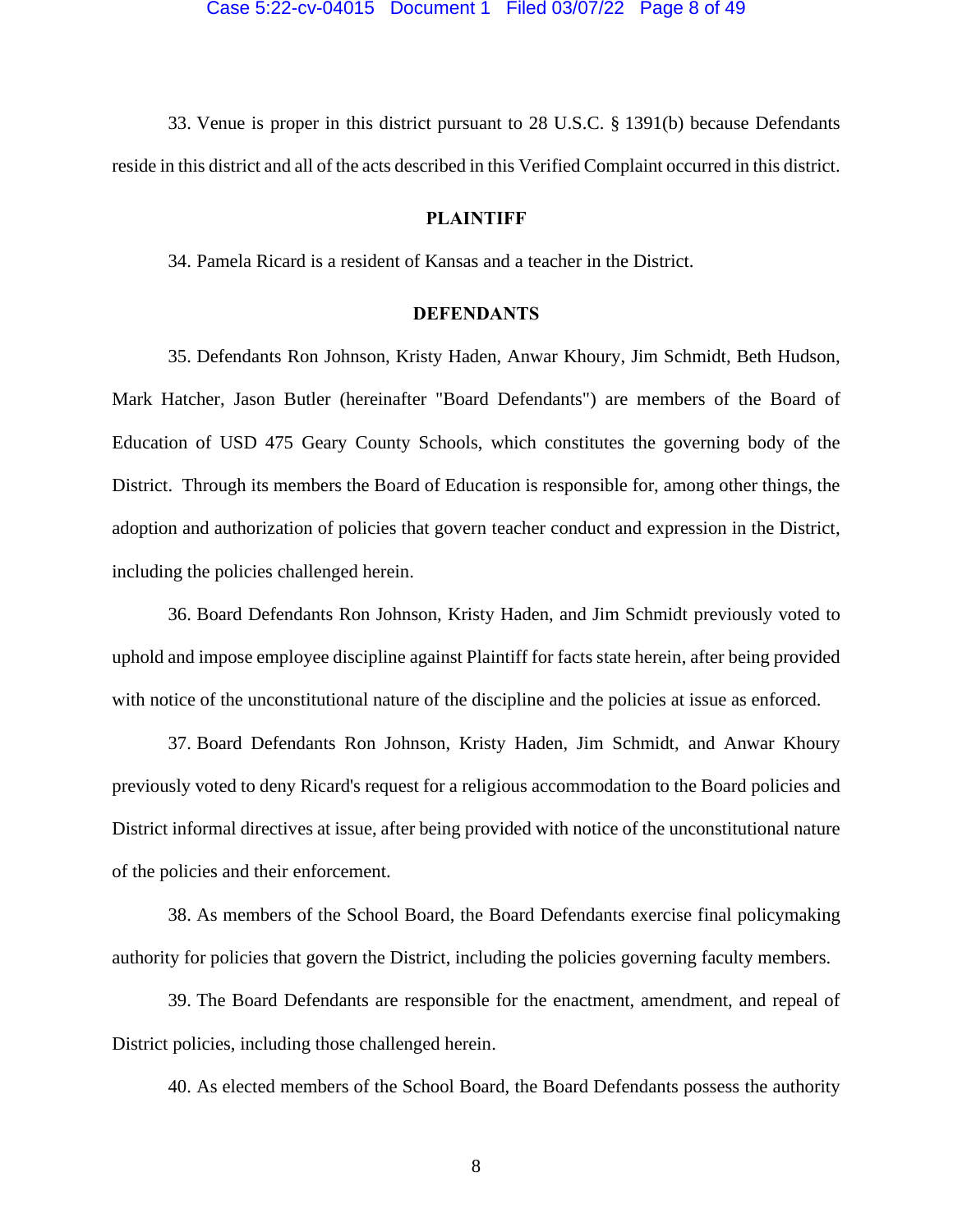33. Venue is proper in this district pursuant to 28 U.S.C. § 1391(b) because Defendants reside in this district and all of the acts described in this Verified Complaint occurred in this district.

## PLAINTIFF

34. Pamela Ricard is a resident of Kansas and a teacher in the District.

## DEFENDANTS

35. Defendants Ron Johnson, Kristy Haden, Anwar Khoury, Jim Schmidt, Beth Hudson, Mark Hatcher, Jason Butler (hereinafter "Board Defendants") are members of the Board of Education of USD 475 Geary County Schools, which constitutes the governing body of the District. Through its members the Board of Education is responsible for, among other things, the adoption and authorization of policies that govern teacher conduct and expression in the District, including the policies challenged herein.

36. Board Defendants Ron Johnson, Kristy Haden, and Jim Schmidt previously voted to uphold and impose employee discipline against Plaintiff for facts state herein, after being provided with notice of the unconstitutional nature of the discipline and the policies at issue as enforced.

37. Board Defendants Ron Johnson, Kristy Haden, Jim Schmidt, and Anwar Khoury previously voted to deny Ricard's request for a religious accommodation to the Board policies and District informal directives at issue, after being provided with notice of the unconstitutional nature of the policies and their enforcement.

38. As members of the School Board, the Board Defendants exercise final policymaking authority for policies that govern the District, including the policies governing faculty members.

39. The Board Defendants are responsible for the enactment, amendment, and repeal of District policies, including those challenged herein.

40. As elected members of the School Board, the Board Defendants possess the authority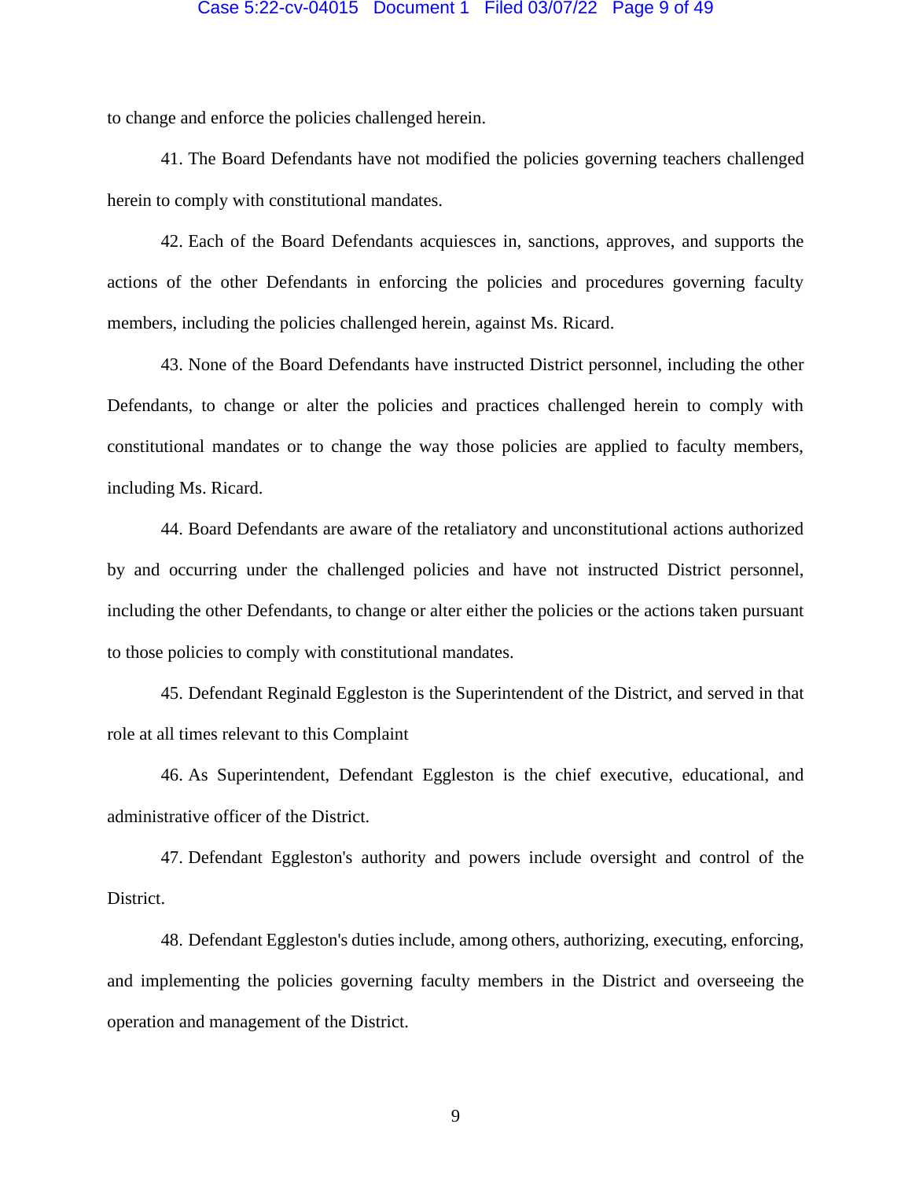to change and enforce the policies challenged herein.

41. The Board Defendants have not modified the policies governing teachers challenged herein to comply with constitutional mandates.

42. Each of the Board Defendants acquiesces in, sanctions, approves, and supports the actions of the other Defendants in enforcing the policies and procedures governing faculty members, including the policies challenged herein, against Ms. Ricard.

43. None of the Board Defendants have instructed District personnel, including the other Defendants, to change or alter the policies and practices challenged herein to comply with constitutional mandates or to change the way those policies are applied to faculty members, including Ms. Ricard.

44. Board Defendants are aware of the retaliatory and unconstitutional actions authorized by and occurring under the challenged policies and have not instructed District personnel, including the other Defendants, to change or alter either the policies or the actions taken pursuant to those policies to comply with constitutional mandates.

45. Defendant Reginald Eggleston is the Superintendent of the District, and served in that role at all times relevant to this Complaint

46. As Superintendent, Defendant Eggleston is the chief executive, educational, and administrative officer of the District.

47. Defendant Eggleston's authority and powers include oversight and control of the District.

48. Defendant Eggleston's duties include, among others, authorizing, executing, enforcing, and implementing the policies governing faculty members in the District and overseeing the operation and management of the District.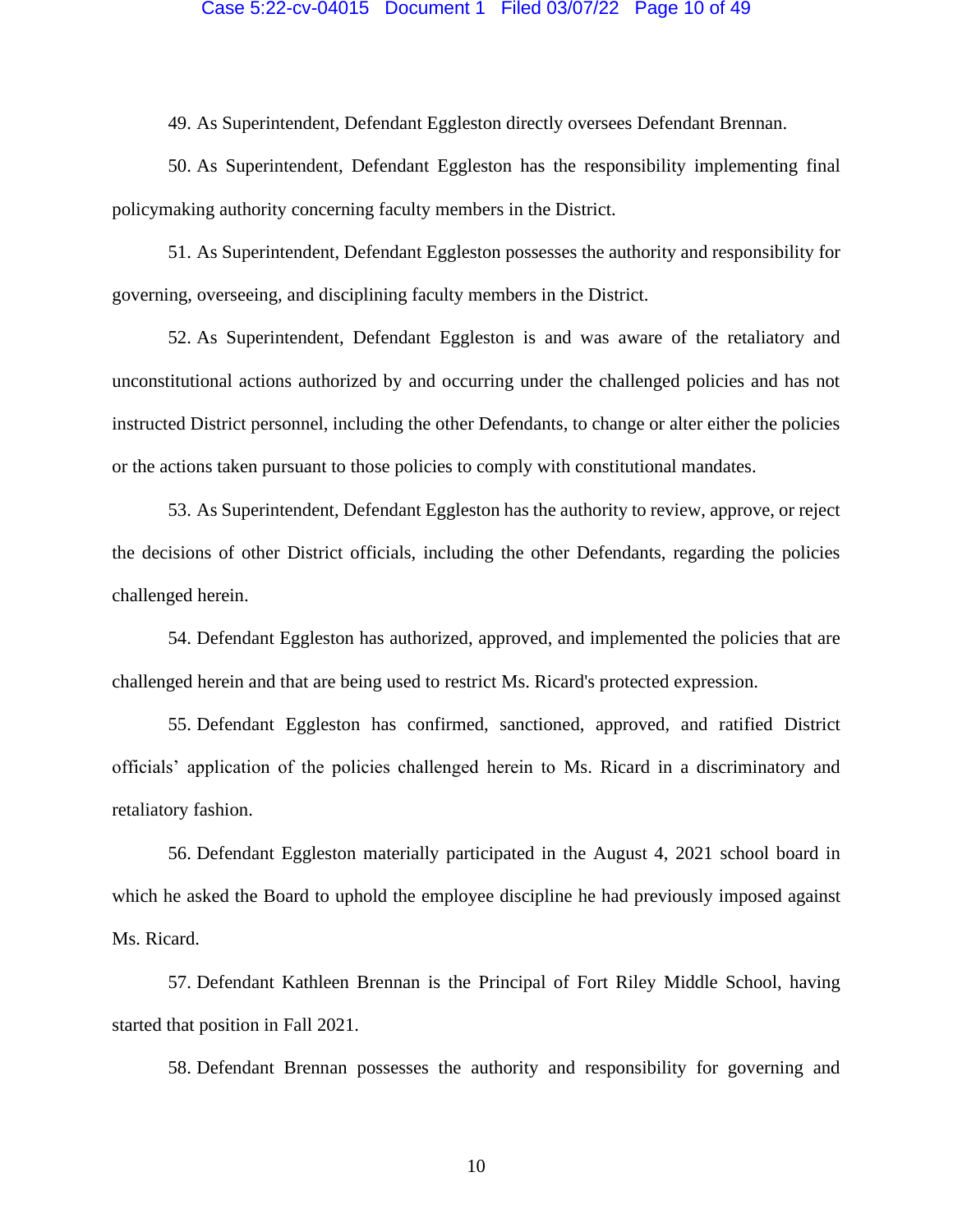49. As Superintendent, Defendant Eggleston directly oversees Defendant Brennan.

50. As Superintendent, Defendant Eggleston has the responsibility implementing final policymaking authority concerning faculty members in the District.

51. As Superintendent, Defendant Eggleston possesses the authority and responsibility for governing, overseeing, and disciplining faculty members in the District.

52. As Superintendent, Defendant Eggleston is and was aware of the retaliatory and unconstitutional actions authorized by and occurring under the challenged policies and has not instructed District personnel, including the other Defendants, to change or alter either the policies or the actions taken pursuant to those policies to comply with constitutional mandates.

53. As Superintendent, Defendant Eggleston has the authority to review, approve, or reject the decisions of other District officials, including the other Defendants, regarding the policies challenged herein.

54. Defendant Eggleston has authorized, approved, and implemented the policies that are challenged herein and that are being used to restrict Ms. Ricard's protected expression.

55. Defendant Eggleston has confirmed, sanctioned, approved, and ratified District officials' application of the policies challenged herein to Ms. Ricard in a discriminatory and retaliatory fashion.

56. Defendant Eggleston materially participated in the August 4, 2021 school board in which he asked the Board to uphold the employee discipline he had previously imposed against Ms. Ricard.

57. Defendant Kathleen Brennan is the Principal of Fort Riley Middle School, having started that position in Fall 2021.

58. Defendant Brennan possesses the authority and responsibility for governing and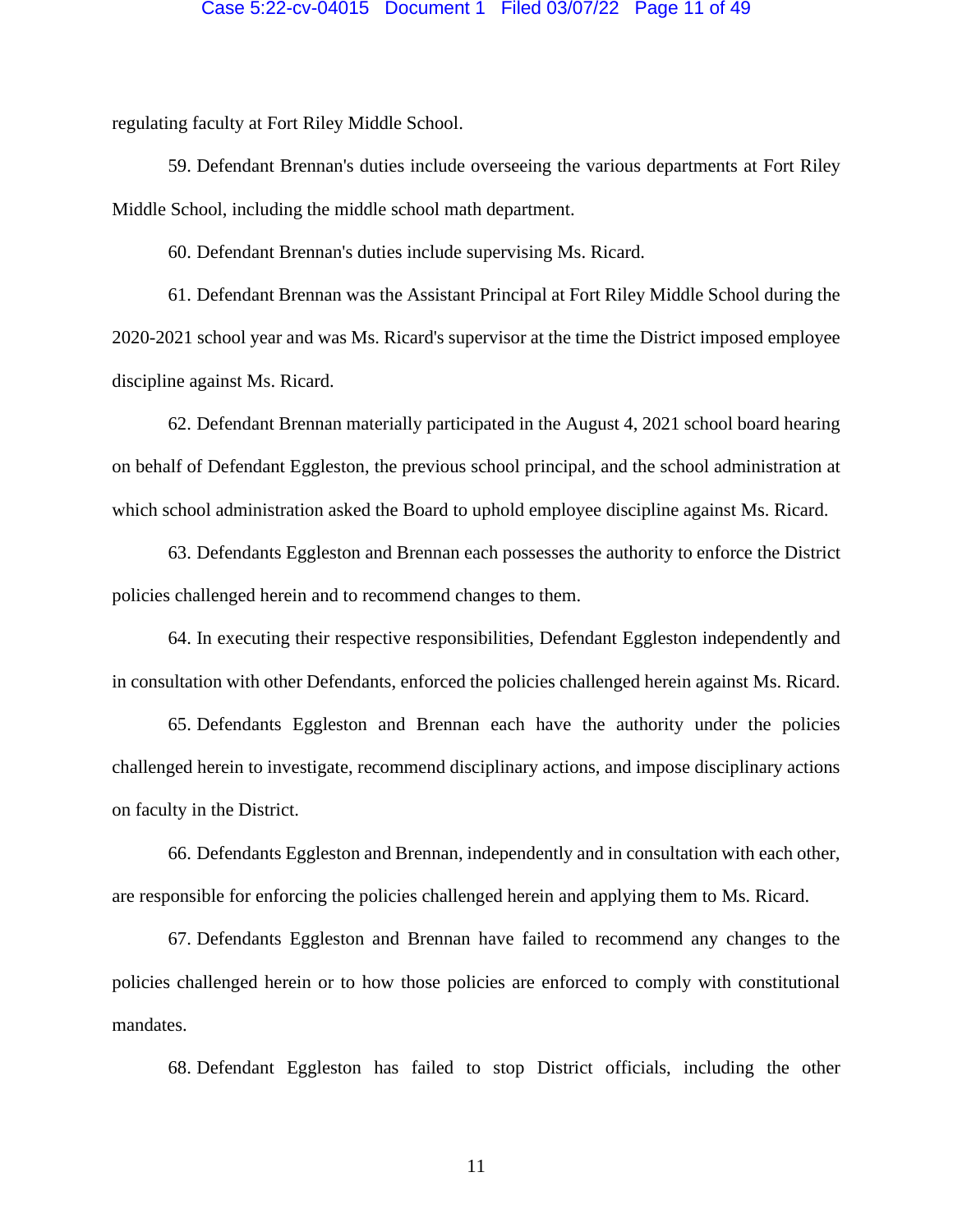regulating faculty at Fort Riley Middle School.

59. Defendant Brennan's duties include overseeing the various departments at Fort Riley Middle School, including the middle school math department.

60. Defendant Brennan's duties include supervising Ms. Ricard.

61. Defendant Brennan was the Assistant Principal at Fort Riley Middle School during the 2020-2021 school year and was Ms. Ricard's supervisor at the time the District imposed employee discipline against Ms. Ricard.

62. Defendant Brennan materially participated in the August 4, 2021 school board hearing on behalf of Defendant Eggleston, the previous school principal, and the school administration at which school administration asked the Board to uphold employee discipline against Ms. Ricard.

63. Defendants Eggleston and Brennan each possesses the authority to enforce the District policies challenged herein and to recommend changes to them.

64. In executing their respective responsibilities, Defendant Eggleston independently and in consultation with other Defendants, enforced the policies challenged herein against Ms. Ricard.

65. Defendants Eggleston and Brennan each have the authority under the policies challenged herein to investigate, recommend disciplinary actions, and impose disciplinary actions on faculty in the District.

66. Defendants Eggleston and Brennan, independently and in consultation with each other, are responsible for enforcing the policies challenged herein and applying them to Ms. Ricard.

67. Defendants Eggleston and Brennan have failed to recommend any changes to the policies challenged herein or to how those policies are enforced to comply with constitutional mandates.

68. Defendant Eggleston has failed to stop District officials, including the other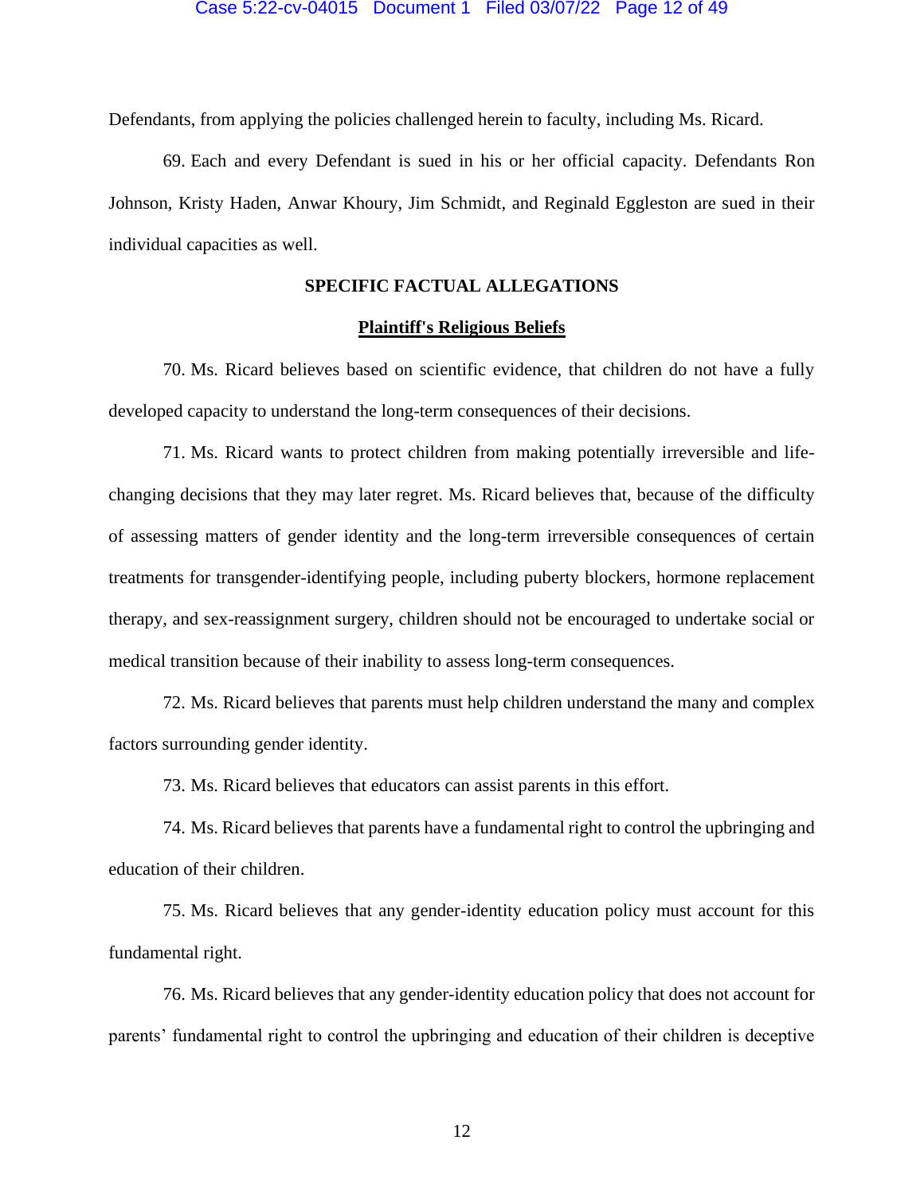Defendants, from applying the policies challenged herein to faculty, including Ms. Ricard.

69. Each and every Defendant is sued in his or her official capacity. Defendants Ron Johnson, Kristy Haden, Anwar Khoury, Jim Schmidt, and Reginald Eggleston are sued in their individual capacities as well.

## SPECIFIC FACTUAL ALLEGATIONS

### <u>Plaintiff's Religious Beliefs</u>

70. Ms. Ricard believes based on scientific evidence, that children do not have a fully developed capacity to understand the long-term consequences of their decisions.

71. Ms. Ricard wants to protect children from making potentially irreversible and life-changing decisions that they may later regret. Ms. Ricard believes that, because of the difficulty of assessing matters of gender identity and the long-term irreversible consequences of certain treatments for transgender-identifying people, including puberty blockers, hormone replacement therapy, and sex-reassignment surgery, children should not be encouraged to undertake social or medical transition because of their inability to assess long-term consequences.

72. Ms. Ricard believes that parents must help children understand the many and complex factors surrounding gender identity.

73. Ms. Ricard believes that educators can assist parents in this effort.

74. Ms. Ricard believes that parents have a fundamental right to control the upbringing and education of their children.

75. Ms. Ricard believes that any gender-identity education policy must account for this fundamental right.

76. Ms. Ricard believes that any gender-identity education policy that does not account for parents' fundamental right to control the upbringing and education of their children is deceptive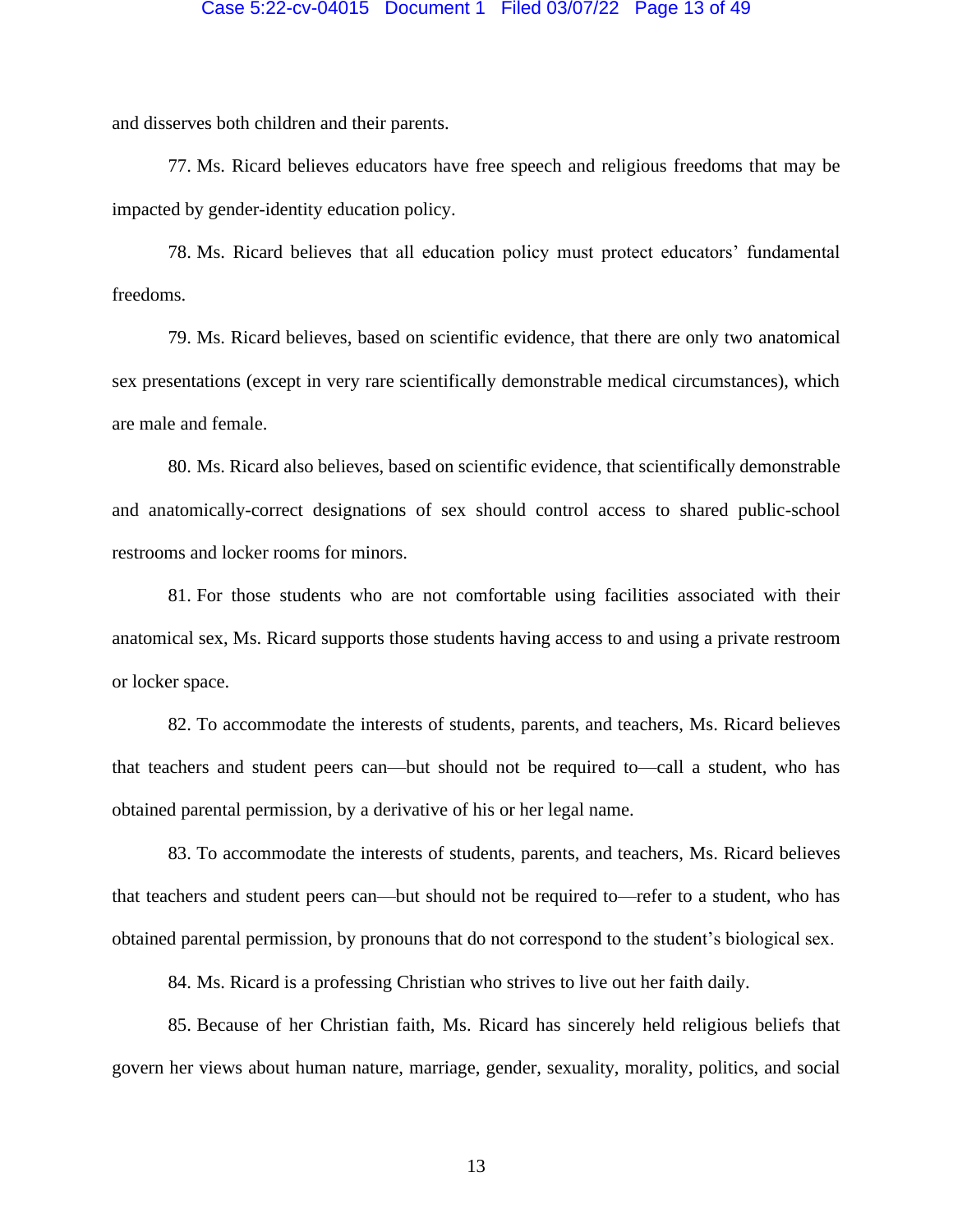and disserves both children and their parents.

77. Ms. Ricard believes educators have free speech and religious freedoms that may be impacted by gender-identity education policy.

78. Ms. Ricard believes that all education policy must protect educators' fundamental freedoms.

79. Ms. Ricard believes, based on scientific evidence, that there are only two anatomical sex presentations (except in very rare scientifically demonstrable medical circumstances), which are male and female.

80. Ms. Ricard also believes, based on scientific evidence, that scientifically demonstrable and anatomically-correct designations of sex should control access to shared public-school restrooms and locker rooms for minors.

81. For those students who are not comfortable using facilities associated with their anatomical sex, Ms. Ricard supports those students having access to and using a private restroom or locker space.

82. To accommodate the interests of students, parents, and teachers, Ms. Ricard believes that teachers and student peers can—but should not be required to—call a student, who has obtained parental permission, by a derivative of his or her legal name.

83. To accommodate the interests of students, parents, and teachers, Ms. Ricard believes that teachers and student peers can—but should not be required to—refer to a student, who has obtained parental permission, by pronouns that do not correspond to the student's biological sex.

84. Ms. Ricard is a professing Christian who strives to live out her faith daily.

85. Because of her Christian faith, Ms. Ricard has sincerely held religious beliefs that govern her views about human nature, marriage, gender, sexuality, morality, politics, and social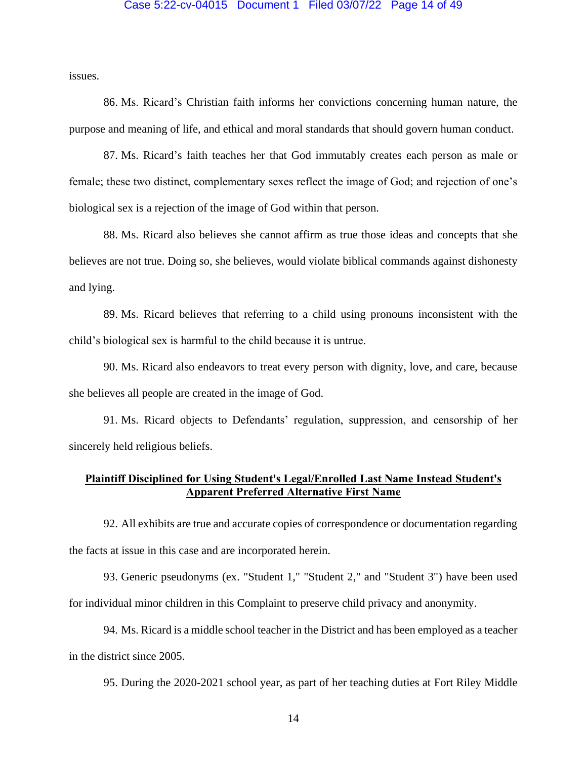issues.

86. Ms. Ricard's Christian faith informs her convictions concerning human nature, the purpose and meaning of life, and ethical and moral standards that should govern human conduct.

87. Ms. Ricard's faith teaches her that God immutably creates each person as male or female; these two distinct, complementary sexes reflect the image of God; and rejection of one's biological sex is a rejection of the image of God within that person.

88. Ms. Ricard also believes she cannot affirm as true those ideas and concepts that she believes are not true. Doing so, she believes, would violate biblical commands against dishonesty and lying.

89. Ms. Ricard believes that referring to a child using pronouns inconsistent with the child's biological sex is harmful to the child because it is untrue.

90. Ms. Ricard also endeavors to treat every person with dignity, love, and care, because she believes all people are created in the image of God.

91. Ms. Ricard objects to Defendants' regulation, suppression, and censorship of her sincerely held religious beliefs.

**<u>Plaintiff Disciplined for Using Student's Legal/Enrolled Last Name Instead Student's Apparent Preferred Alternative First Name</u>**

92. All exhibits are true and accurate copies of correspondence or documentation regarding the facts at issue in this case and are incorporated herein.

93. Generic pseudonyms (ex. "Student 1," "Student 2," and "Student 3") have been used for individual minor children in this Complaint to preserve child privacy and anonymity.

94. Ms. Ricard is a middle school teacher in the District and has been employed as a teacher in the district since 2005.

95. During the 2020-2021 school year, as part of her teaching duties at Fort Riley Middle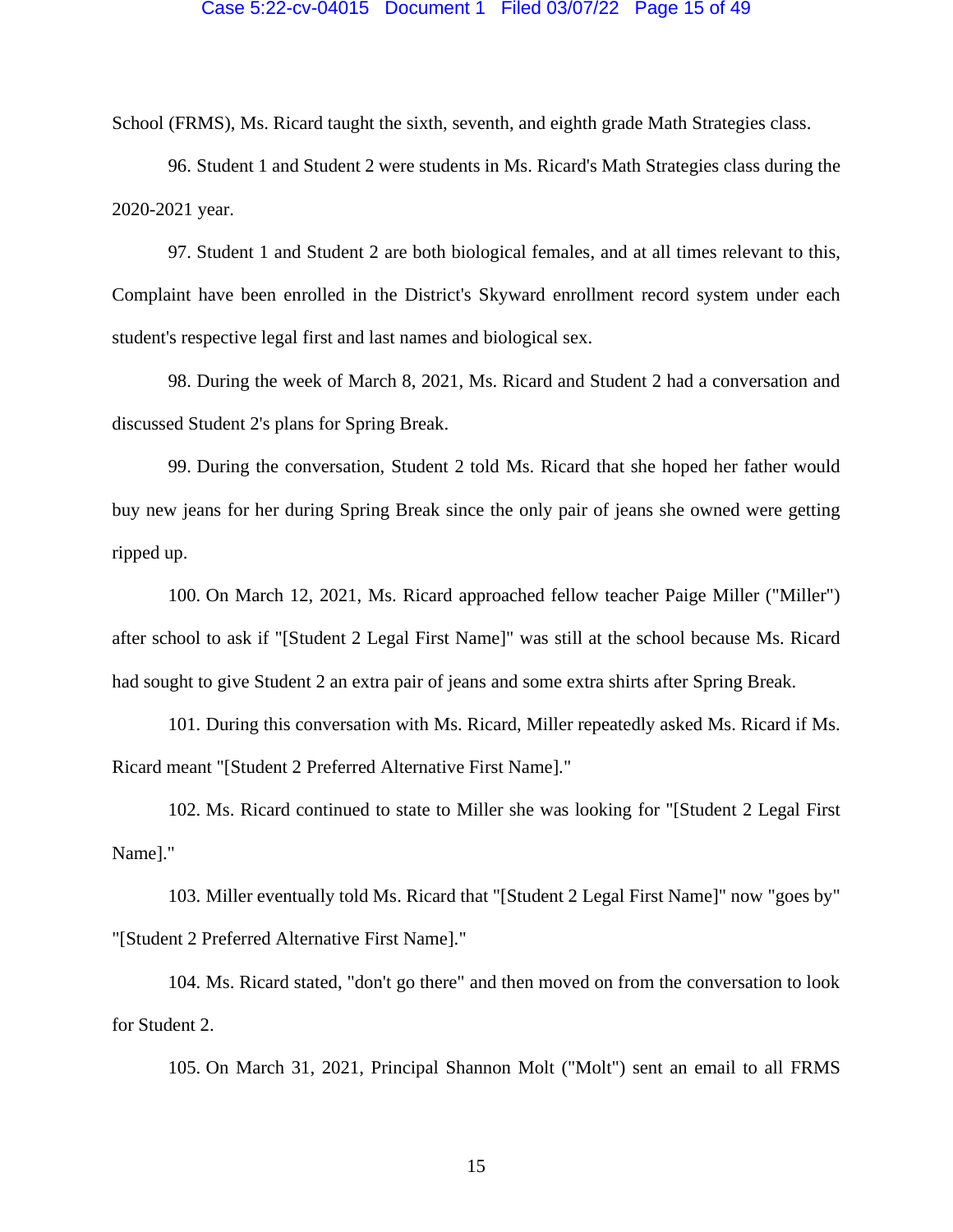School (FRMS), Ms. Ricard taught the sixth, seventh, and eighth grade Math Strategies class.

96. Student 1 and Student 2 were students in Ms. Ricard's Math Strategies class during the 2020-2021 year.

97. Student 1 and Student 2 are both biological females, and at all times relevant to this, Complaint have been enrolled in the District's Skyward enrollment record system under each student's respective legal first and last names and biological sex.

98. During the week of March 8, 2021, Ms. Ricard and Student 2 had a conversation and discussed Student 2's plans for Spring Break.

99. During the conversation, Student 2 told Ms. Ricard that she hoped her father would buy new jeans for her during Spring Break since the only pair of jeans she owned were getting ripped up.

100. On March 12, 2021, Ms. Ricard approached fellow teacher Paige Miller ("Miller") after school to ask if "[Student 2 Legal First Name]" was still at the school because Ms. Ricard had sought to give Student 2 an extra pair of jeans and some extra shirts after Spring Break.

101. During this conversation with Ms. Ricard, Miller repeatedly asked Ms. Ricard if Ms. Ricard meant "[Student 2 Preferred Alternative First Name]."

102. Ms. Ricard continued to state to Miller she was looking for "[Student 2 Legal First Name]."

103. Miller eventually told Ms. Ricard that "[Student 2 Legal First Name]" now "goes by" "[Student 2 Preferred Alternative First Name]."

104. Ms. Ricard stated, "don't go there" and then moved on from the conversation to look for Student 2.

105. On March 31, 2021, Principal Shannon Molt ("Molt") sent an email to all FRMS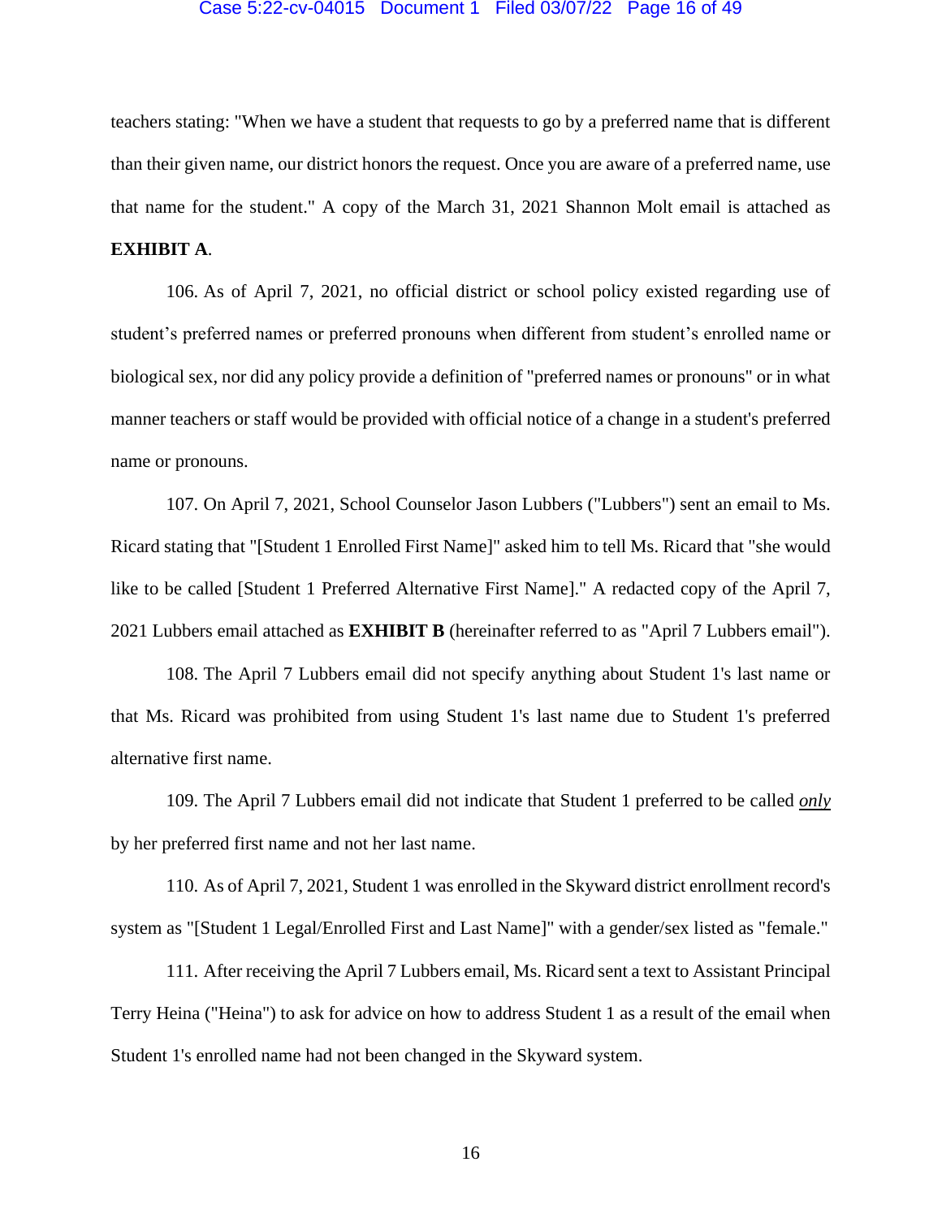teachers stating: "When we have a student that requests to go by a preferred name that is different than their given name, our district honors the request. Once you are aware of a preferred name, use that name for the student." A copy of the March 31, 2021 Shannon Molt email is attached as **EXHIBIT A**.

106. As of April 7, 2021, no official district or school policy existed regarding use of student's preferred names or preferred pronouns when different from student's enrolled name or biological sex, nor did any policy provide a definition of "preferred names or pronouns" or in what manner teachers or staff would be provided with official notice of a change in a student's preferred name or pronouns.

107. On April 7, 2021, School Counselor Jason Lubbers ("Lubbers") sent an email to Ms. Ricard stating that "[Student 1 Enrolled First Name]" asked him to tell Ms. Ricard that "she would like to be called [Student 1 Preferred Alternative First Name]." A redacted copy of the April 7, 2021 Lubbers email attached as **EXHIBIT B** (hereinafter referred to as "April 7 Lubbers email").

108. The April 7 Lubbers email did not specify anything about Student 1's last name or that Ms. Ricard was prohibited from using Student 1's last name due to Student 1's preferred alternative first name.

109. The April 7 Lubbers email did not indicate that Student 1 preferred to be called ***only*** by her preferred first name and not her last name.

110. As of April 7, 2021, Student 1 was enrolled in the Skyward district enrollment record's system as "[Student 1 Legal/Enrolled First and Last Name]" with a gender/sex listed as "female."

111. After receiving the April 7 Lubbers email, Ms. Ricard sent a text to Assistant Principal Terry Heina ("Heina") to ask for advice on how to address Student 1 as a result of the email when Student 1's enrolled name had not been changed in the Skyward system.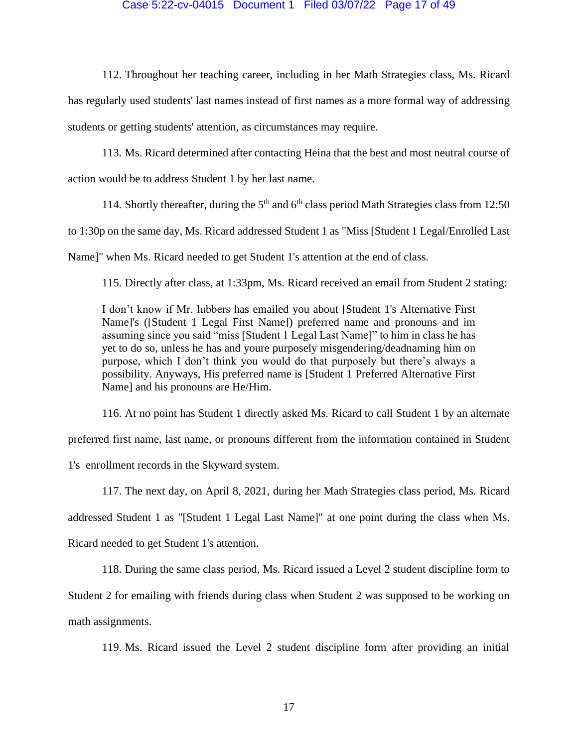112. Throughout her teaching career, including in her Math Strategies class, Ms. Ricard has regularly used students' last names instead of first names as a more formal way of addressing students or getting students' attention, as circumstances may require.

113. Ms. Ricard determined after contacting Heina that the best and most neutral course of action would be to address Student 1 by her last name.

114. Shortly thereafter, during the 5th and 6th class period Math Strategies class from 12:50 to 1:30p on the same day, Ms. Ricard addressed Student 1 as "Miss [Student 1 Legal/Enrolled Last Name]" when Ms. Ricard needed to get Student 1's attention at the end of class.

115. Directly after class, at 1:33pm, Ms. Ricard received an email from Student 2 stating:

> I don't know if Mr. lubbers has emailed you about [Student 1's Alternative First Name]'s ([Student 1 Legal First Name]) preferred name and pronouns and im assuming since you said "miss [Student 1 Legal Last Name]" to him in class he has yet to do so, unless he has and youre purposely misgendering/deadnaming him on purpose, which I don't think you would do that purposely but there's always a possibility. Anyways, His preferred name is [Student 1 Preferred Alternative First Name] and his pronouns are He/Him.

116. At no point has Student 1 directly asked Ms. Ricard to call Student 1 by an alternate preferred first name, last name, or pronouns different from the information contained in Student 1's enrollment records in the Skyward system.

117. The next day, on April 8, 2021, during her Math Strategies class period, Ms. Ricard addressed Student 1 as "[Student 1 Legal Last Name]" at one point during the class when Ms. Ricard needed to get Student 1's attention.

118. During the same class period, Ms. Ricard issued a Level 2 student discipline form to Student 2 for emailing with friends during class when Student 2 was supposed to be working on math assignments.

119. Ms. Ricard issued the Level 2 student discipline form after providing an initial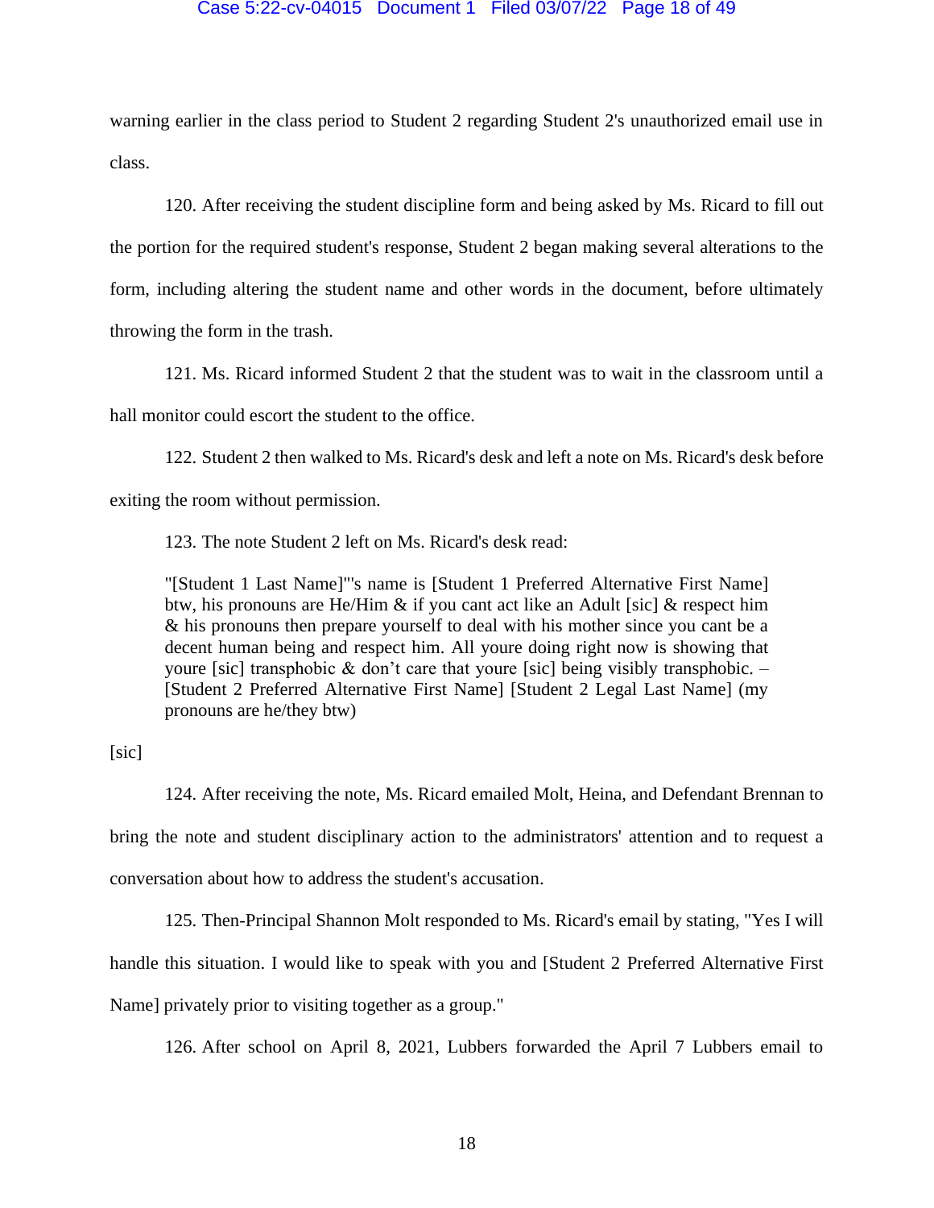warning earlier in the class period to Student 2 regarding Student 2's unauthorized email use in class.

120. After receiving the student discipline form and being asked by Ms. Ricard to fill out the portion for the required student's response, Student 2 began making several alterations to the form, including altering the student name and other words in the document, before ultimately throwing the form in the trash.

121. Ms. Ricard informed Student 2 that the student was to wait in the classroom until a hall monitor could escort the student to the office.

122. Student 2 then walked to Ms. Ricard's desk and left a note on Ms. Ricard's desk before exiting the room without permission.

123. The note Student 2 left on Ms. Ricard's desk read:

> "[Student 1 Last Name]"'s name is [Student 1 Preferred Alternative First Name] btw, his pronouns are He/Him & if you cant act like an Adult [sic] & respect him & his pronouns then prepare yourself to deal with his mother since you cant be a decent human being and respect him. All youre doing right now is showing that youre [sic] transphobic & don't care that youre [sic] being visibly transphobic. – [Student 2 Preferred Alternative First Name] [Student 2 Legal Last Name] (my pronouns are he/they btw)

[sic]

124. After receiving the note, Ms. Ricard emailed Molt, Heina, and Defendant Brennan to bring the note and student disciplinary action to the administrators' attention and to request a conversation about how to address the student's accusation.

125. Then-Principal Shannon Molt responded to Ms. Ricard's email by stating, "Yes I will handle this situation. I would like to speak with you and [Student 2 Preferred Alternative First Name] privately prior to visiting together as a group."

126. After school on April 8, 2021, Lubbers forwarded the April 7 Lubbers email to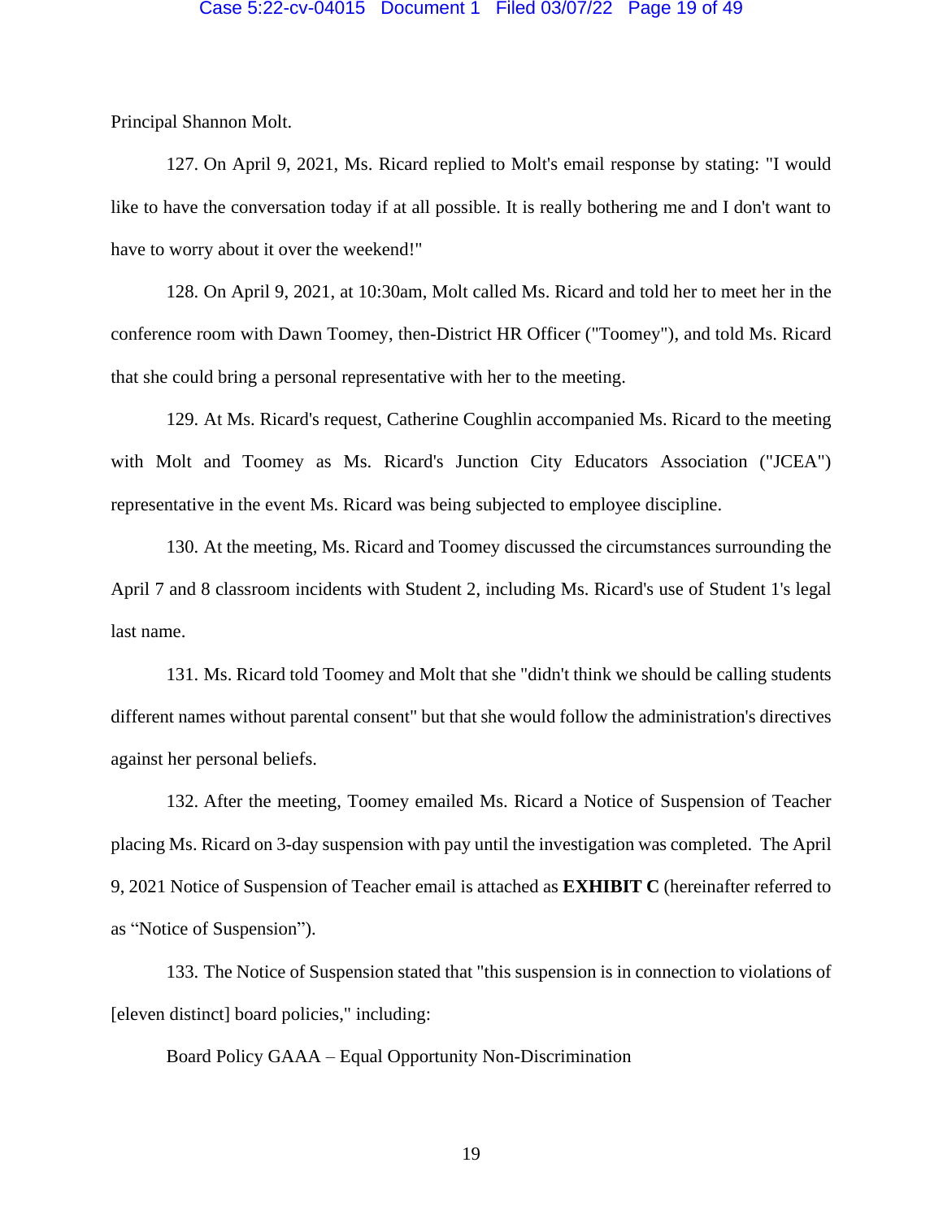Principal Shannon Molt.

127. On April 9, 2021, Ms. Ricard replied to Molt's email response by stating: "I would like to have the conversation today if at all possible. It is really bothering me and I don't want to have to worry about it over the weekend!"

128. On April 9, 2021, at 10:30am, Molt called Ms. Ricard and told her to meet her in the conference room with Dawn Toomey, then-District HR Officer ("Toomey"), and told Ms. Ricard that she could bring a personal representative with her to the meeting.

129. At Ms. Ricard's request, Catherine Coughlin accompanied Ms. Ricard to the meeting with Molt and Toomey as Ms. Ricard's Junction City Educators Association ("JCEA") representative in the event Ms. Ricard was being subjected to employee discipline.

130. At the meeting, Ms. Ricard and Toomey discussed the circumstances surrounding the April 7 and 8 classroom incidents with Student 2, including Ms. Ricard's use of Student 1's legal last name.

131. Ms. Ricard told Toomey and Molt that she "didn't think we should be calling students different names without parental consent" but that she would follow the administration's directives against her personal beliefs.

132. After the meeting, Toomey emailed Ms. Ricard a Notice of Suspension of Teacher placing Ms. Ricard on 3-day suspension with pay until the investigation was completed. The April 9, 2021 Notice of Suspension of Teacher email is attached as **EXHIBIT C** (hereinafter referred to as "Notice of Suspension").

133. The Notice of Suspension stated that "this suspension is in connection to violations of [eleven distinct] board policies," including:

Board Policy GAAA – Equal Opportunity Non-Discrimination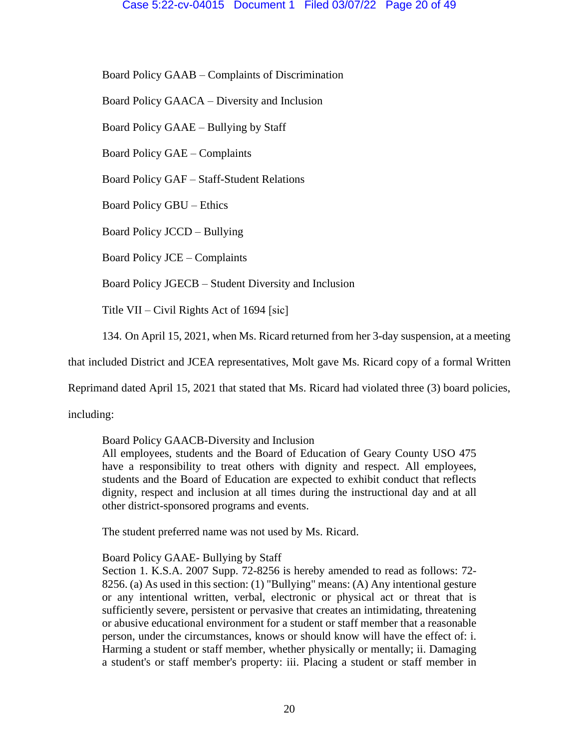Board Policy GAAB – Complaints of Discrimination

Board Policy GAACA – Diversity and Inclusion

Board Policy GAAE – Bullying by Staff

Board Policy GAE – Complaints

Board Policy GAF – Staff-Student Relations

Board Policy GBU – Ethics

Board Policy JCCD – Bullying

Board Policy JCE – Complaints

Board Policy JGECB – Student Diversity and Inclusion

Title VII – Civil Rights Act of 1694 [sic]

134. On April 15, 2021, when Ms. Ricard returned from her 3-day suspension, at a meeting that included District and JCEA representatives, Molt gave Ms. Ricard copy of a formal Written Reprimand dated April 15, 2021 that stated that Ms. Ricard had violated three (3) board policies, including:

> Board Policy GAACB-Diversity and Inclusion
> All employees, students and the Board of Education of Geary County USO 475 have a responsibility to treat others with dignity and respect. All employees, students and the Board of Education are expected to exhibit conduct that reflects dignity, respect and inclusion at all times during the instructional day and at all other district-sponsored programs and events.
>
> The student preferred name was not used by Ms. Ricard.
>
> Board Policy GAAE- Bullying by Staff
> Section 1. K.S.A. 2007 Supp. 72-8256 is hereby amended to read as follows: 72-8256. (a) As used in this section: (1) "Bullying" means: (A) Any intentional gesture or any intentional written, verbal, electronic or physical act or threat that is sufficiently severe, persistent or pervasive that creates an intimidating, threatening or abusive educational environment for a student or staff member that a reasonable person, under the circumstances, knows or should know will have the effect of: i. Harming a student or staff member, whether physically or mentally; ii. Damaging a student's or staff member's property: iii. Placing a student or staff member in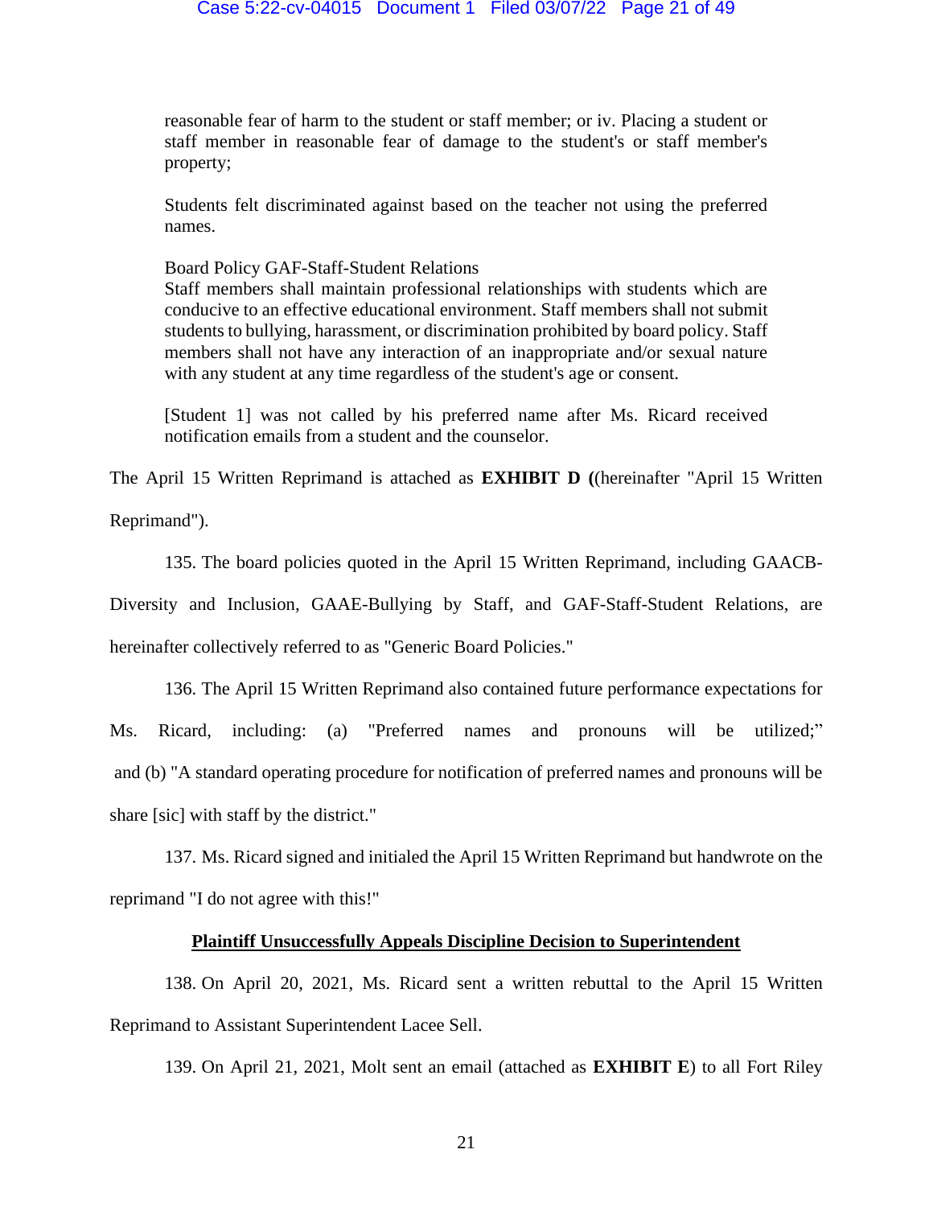> reasonable fear of harm to the student or staff member; or iv. Placing a student or staff member in reasonable fear of damage to the student's or staff member's property;
>
> Students felt discriminated against based on the teacher not using the preferred names.
>
> Board Policy GAF-Staff-Student Relations
> Staff members shall maintain professional relationships with students which are conducive to an effective educational environment. Staff members shall not submit students to bullying, harassment, or discrimination prohibited by board policy. Staff members shall not have any interaction of an inappropriate and/or sexual nature with any student at any time regardless of the student's age or consent.
>
> [Student 1] was not called by his preferred name after Ms. Ricard received notification emails from a student and the counselor.

The April 15 Written Reprimand is attached as **EXHIBIT D ((**hereinafter "April 15 Written Reprimand").

135. The board policies quoted in the April 15 Written Reprimand, including GAACB-Diversity and Inclusion, GAAE-Bullying by Staff, and GAF-Staff-Student Relations, are hereinafter collectively referred to as "Generic Board Policies."

136. The April 15 Written Reprimand also contained future performance expectations for Ms. Ricard, including: (a) "Preferred names and pronouns will be utilized;" and (b) "A standard operating procedure for notification of preferred names and pronouns will be share [sic] with staff by the district."

137. Ms. Ricard signed and initialed the April 15 Written Reprimand but handwrote on the reprimand "I do not agree with this!"

**Plaintiff Unsuccessfully Appeals Discipline Decision to Superintendent**

138. On April 20, 2021, Ms. Ricard sent a written rebuttal to the April 15 Written Reprimand to Assistant Superintendent Lacee Sell.

139. On April 21, 2021, Molt sent an email (attached as **EXHIBIT E**) to all Fort Riley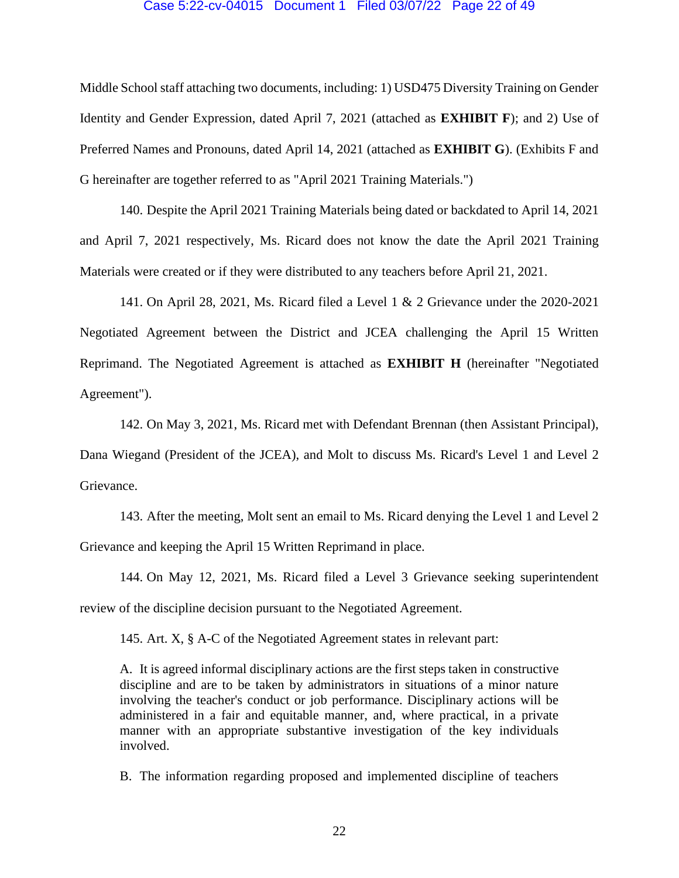Middle School staff attaching two documents, including: 1) USD475 Diversity Training on Gender Identity and Gender Expression, dated April 7, 2021 (attached as **EXHIBIT F**); and 2) Use of Preferred Names and Pronouns, dated April 14, 2021 (attached as **EXHIBIT G**). (Exhibits F and G hereinafter are together referred to as "April 2021 Training Materials.")

140. Despite the April 2021 Training Materials being dated or backdated to April 14, 2021 and April 7, 2021 respectively, Ms. Ricard does not know the date the April 2021 Training Materials were created or if they were distributed to any teachers before April 21, 2021.

141. On April 28, 2021, Ms. Ricard filed a Level 1 & 2 Grievance under the 2020-2021 Negotiated Agreement between the District and JCEA challenging the April 15 Written Reprimand. The Negotiated Agreement is attached as **EXHIBIT H** (hereinafter "Negotiated Agreement").

142. On May 3, 2021, Ms. Ricard met with Defendant Brennan (then Assistant Principal), Dana Wiegand (President of the JCEA), and Molt to discuss Ms. Ricard's Level 1 and Level 2 Grievance.

143. After the meeting, Molt sent an email to Ms. Ricard denying the Level 1 and Level 2 Grievance and keeping the April 15 Written Reprimand in place.

144. On May 12, 2021, Ms. Ricard filed a Level 3 Grievance seeking superintendent review of the discipline decision pursuant to the Negotiated Agreement.

145. Art. X, § A-C of the Negotiated Agreement states in relevant part:

> A. It is agreed informal disciplinary actions are the first steps taken in constructive discipline and are to be taken by administrators in situations of a minor nature involving the teacher's conduct or job performance. Disciplinary actions will be administered in a fair and equitable manner, and, where practical, in a private manner with an appropriate substantive investigation of the key individuals involved.
>
> B. The information regarding proposed and implemented discipline of teachers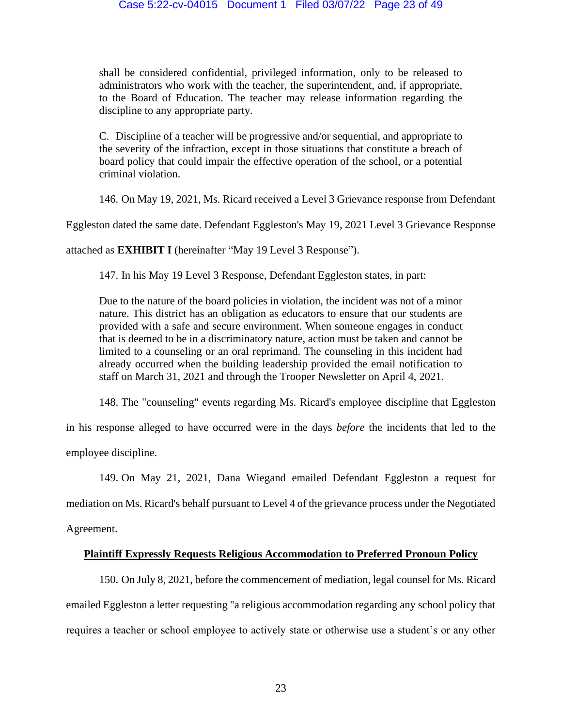> shall be considered confidential, privileged information, only to be released to administrators who work with the teacher, the superintendent, and, if appropriate, to the Board of Education. The teacher may release information regarding the discipline to any appropriate party.
>
> C. Discipline of a teacher will be progressive and/or sequential, and appropriate to the severity of the infraction, except in those situations that constitute a breach of board policy that could impair the effective operation of the school, or a potential criminal violation.

146. On May 19, 2021, Ms. Ricard received a Level 3 Grievance response from Defendant Eggleston dated the same date. Defendant Eggleston's May 19, 2021 Level 3 Grievance Response attached as **EXHIBIT I** (hereinafter "May 19 Level 3 Response").

147. In his May 19 Level 3 Response, Defendant Eggleston states, in part:

> Due to the nature of the board policies in violation, the incident was not of a minor nature. This district has an obligation as educators to ensure that our students are provided with a safe and secure environment. When someone engages in conduct that is deemed to be in a discriminatory nature, action must be taken and cannot be limited to a counseling or an oral reprimand. The counseling in this incident had already occurred when the building leadership provided the email notification to staff on March 31, 2021 and through the Trooper Newsletter on April 4, 2021.

148. The "counseling" events regarding Ms. Ricard's employee discipline that Eggleston in his response alleged to have occurred were in the days *before* the incidents that led to the employee discipline.

149. On May 21, 2021, Dana Wiegand emailed Defendant Eggleston a request for mediation on Ms. Ricard's behalf pursuant to Level 4 of the grievance process under the Negotiated Agreement.

**Plaintiff Expressly Requests Religious Accommodation to Preferred Pronoun Policy**

150. On July 8, 2021, before the commencement of mediation, legal counsel for Ms. Ricard emailed Eggleston a letter requesting "a religious accommodation regarding any school policy that requires a teacher or school employee to actively state or otherwise use a student's or any other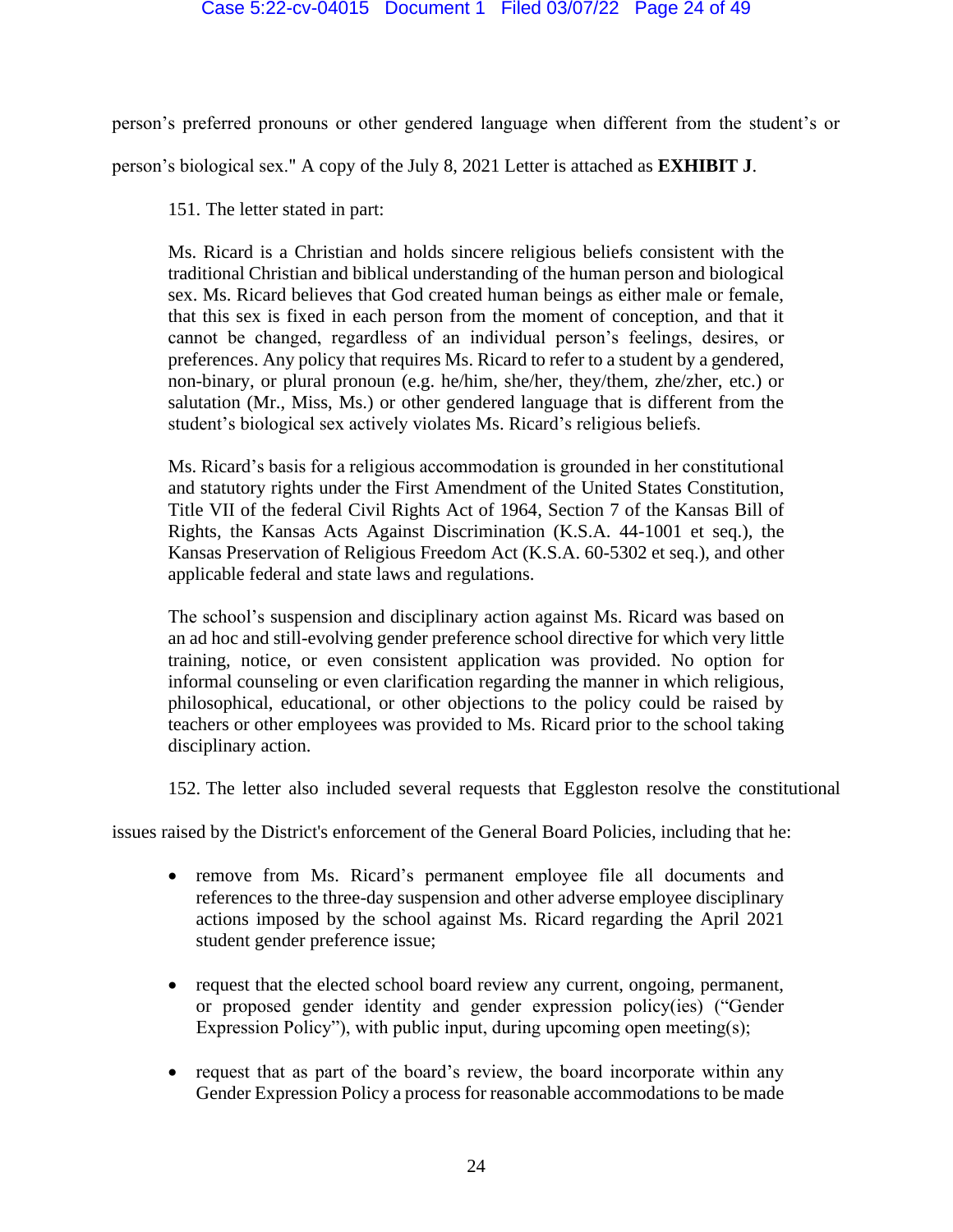person's preferred pronouns or other gendered language when different from the student's or person's biological sex." A copy of the July 8, 2021 Letter is attached as **EXHIBIT J**.

151. The letter stated in part:

> Ms. Ricard is a Christian and holds sincere religious beliefs consistent with the traditional Christian and biblical understanding of the human person and biological sex. Ms. Ricard believes that God created human beings as either male or female, that this sex is fixed in each person from the moment of conception, and that it cannot be changed, regardless of an individual person's feelings, desires, or preferences. Any policy that requires Ms. Ricard to refer to a student by a gendered, non-binary, or plural pronoun (e.g. he/him, she/her, they/them, zhe/zher, etc.) or salutation (Mr., Miss, Ms.) or other gendered language that is different from the student's biological sex actively violates Ms. Ricard's religious beliefs.
>
> Ms. Ricard's basis for a religious accommodation is grounded in her constitutional and statutory rights under the First Amendment of the United States Constitution, Title VII of the federal Civil Rights Act of 1964, Section 7 of the Kansas Bill of Rights, the Kansas Acts Against Discrimination (K.S.A. 44-1001 et seq.), the Kansas Preservation of Religious Freedom Act (K.S.A. 60-5302 et seq.), and other applicable federal and state laws and regulations.
>
> The school's suspension and disciplinary action against Ms. Ricard was based on an ad hoc and still-evolving gender preference school directive for which very little training, notice, or even consistent application was provided. No option for informal counseling or even clarification regarding the manner in which religious, philosophical, educational, or other objections to the policy could be raised by teachers or other employees was provided to Ms. Ricard prior to the school taking disciplinary action.

152. The letter also included several requests that Eggleston resolve the constitutional issues raised by the District's enforcement of the General Board Policies, including that he:

- remove from Ms. Ricard's permanent employee file all documents and references to the three-day suspension and other adverse employee disciplinary actions imposed by the school against Ms. Ricard regarding the April 2021 student gender preference issue;
- request that the elected school board review any current, ongoing, permanent, or proposed gender identity and gender expression policy(ies) ("Gender Expression Policy"), with public input, during upcoming open meeting(s);
- request that as part of the board's review, the board incorporate within any Gender Expression Policy a process for reasonable accommodations to be made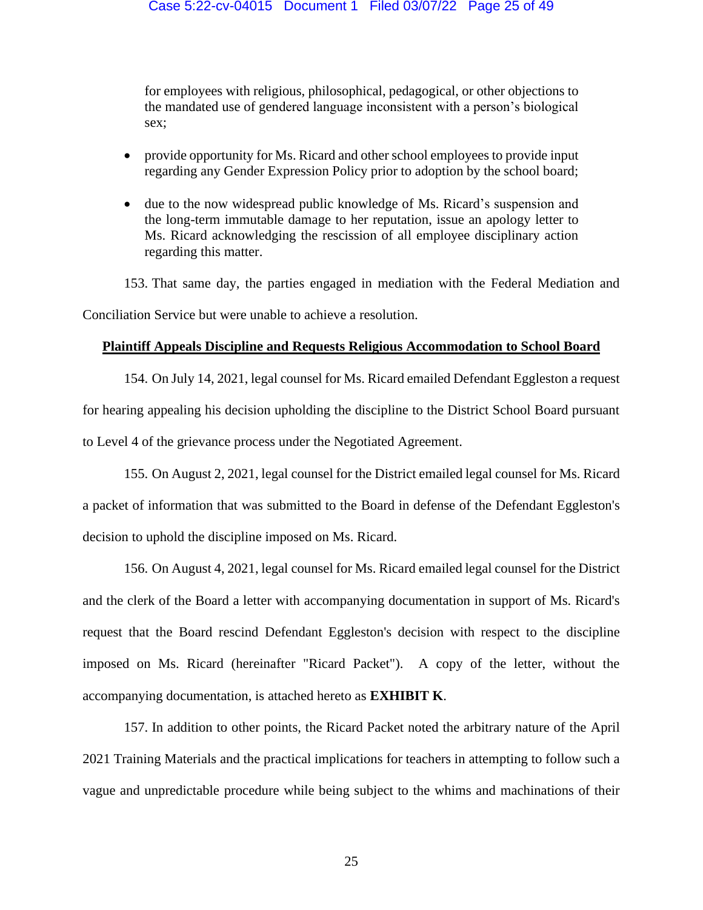for employees with religious, philosophical, pedagogical, or other objections to the mandated use of gendered language inconsistent with a person's biological sex;

- provide opportunity for Ms. Ricard and other school employees to provide input regarding any Gender Expression Policy prior to adoption by the school board;
- due to the now widespread public knowledge of Ms. Ricard's suspension and the long-term immutable damage to her reputation, issue an apology letter to Ms. Ricard acknowledging the rescission of all employee disciplinary action regarding this matter.

153. That same day, the parties engaged in mediation with the Federal Mediation and Conciliation Service but were unable to achieve a resolution.

**Plaintiff Appeals Discipline and Requests Religious Accommodation to School Board**

154. On July 14, 2021, legal counsel for Ms. Ricard emailed Defendant Eggleston a request for hearing appealing his decision upholding the discipline to the District School Board pursuant to Level 4 of the grievance process under the Negotiated Agreement.

155. On August 2, 2021, legal counsel for the District emailed legal counsel for Ms. Ricard a packet of information that was submitted to the Board in defense of the Defendant Eggleston's decision to uphold the discipline imposed on Ms. Ricard.

156. On August 4, 2021, legal counsel for Ms. Ricard emailed legal counsel for the District and the clerk of the Board a letter with accompanying documentation in support of Ms. Ricard's request that the Board rescind Defendant Eggleston's decision with respect to the discipline imposed on Ms. Ricard (hereinafter "Ricard Packet"). A copy of the letter, without the accompanying documentation, is attached hereto as **EXHIBIT K**.

157. In addition to other points, the Ricard Packet noted the arbitrary nature of the April 2021 Training Materials and the practical implications for teachers in attempting to follow such a vague and unpredictable procedure while being subject to the whims and machinations of their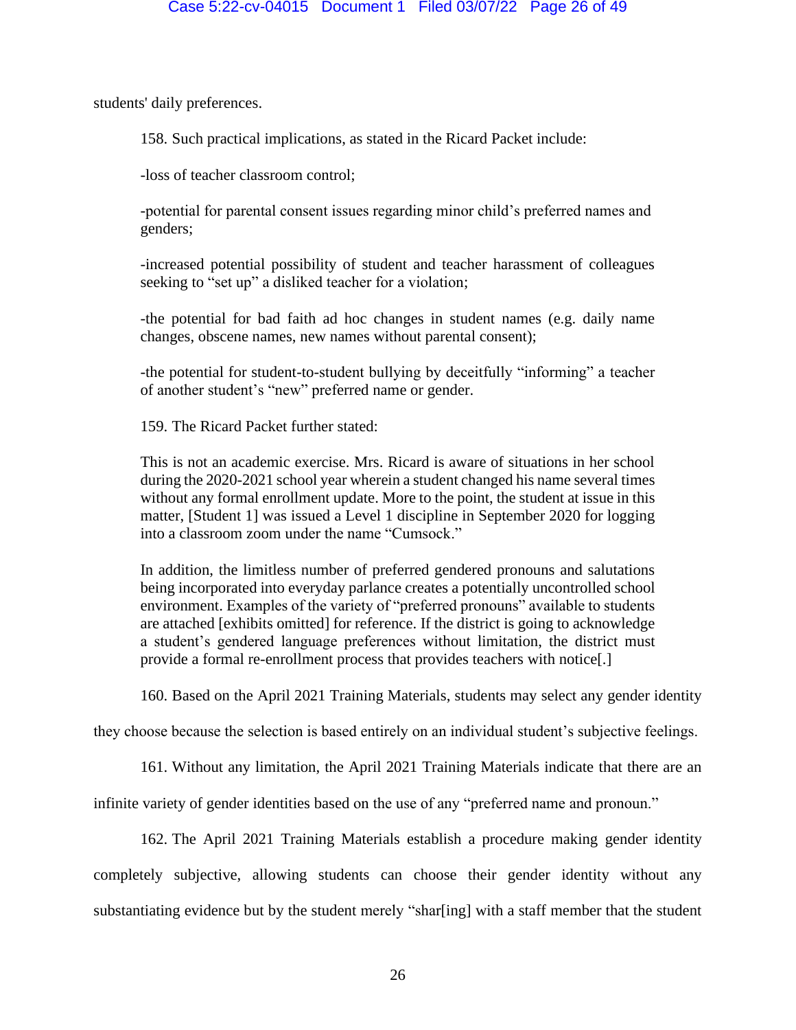students' daily preferences.

158. Such practical implications, as stated in the Ricard Packet include:

-loss of teacher classroom control;

-potential for parental consent issues regarding minor child's preferred names and genders;

-increased potential possibility of student and teacher harassment of colleagues seeking to "set up" a disliked teacher for a violation;

-the potential for bad faith ad hoc changes in student names (e.g. daily name changes, obscene names, new names without parental consent);

-the potential for student-to-student bullying by deceitfully "informing" a teacher of another student's "new" preferred name or gender.

159. The Ricard Packet further stated:

> This is not an academic exercise. Mrs. Ricard is aware of situations in her school during the 2020-2021 school year wherein a student changed his name several times without any formal enrollment update. More to the point, the student at issue in this matter, [Student 1] was issued a Level 1 discipline in September 2020 for logging into a classroom zoom under the name "Cumsock."
>
> In addition, the limitless number of preferred gendered pronouns and salutations being incorporated into everyday parlance creates a potentially uncontrolled school environment. Examples of the variety of "preferred pronouns" available to students are attached [exhibits omitted] for reference. If the district is going to acknowledge a student's gendered language preferences without limitation, the district must provide a formal re-enrollment process that provides teachers with notice[.]

160. Based on the April 2021 Training Materials, students may select any gender identity they choose because the selection is based entirely on an individual student's subjective feelings.

161. Without any limitation, the April 2021 Training Materials indicate that there are an infinite variety of gender identities based on the use of any "preferred name and pronoun."

162. The April 2021 Training Materials establish a procedure making gender identity completely subjective, allowing students can choose their gender identity without any substantiating evidence but by the student merely "shar[ing] with a staff member that the student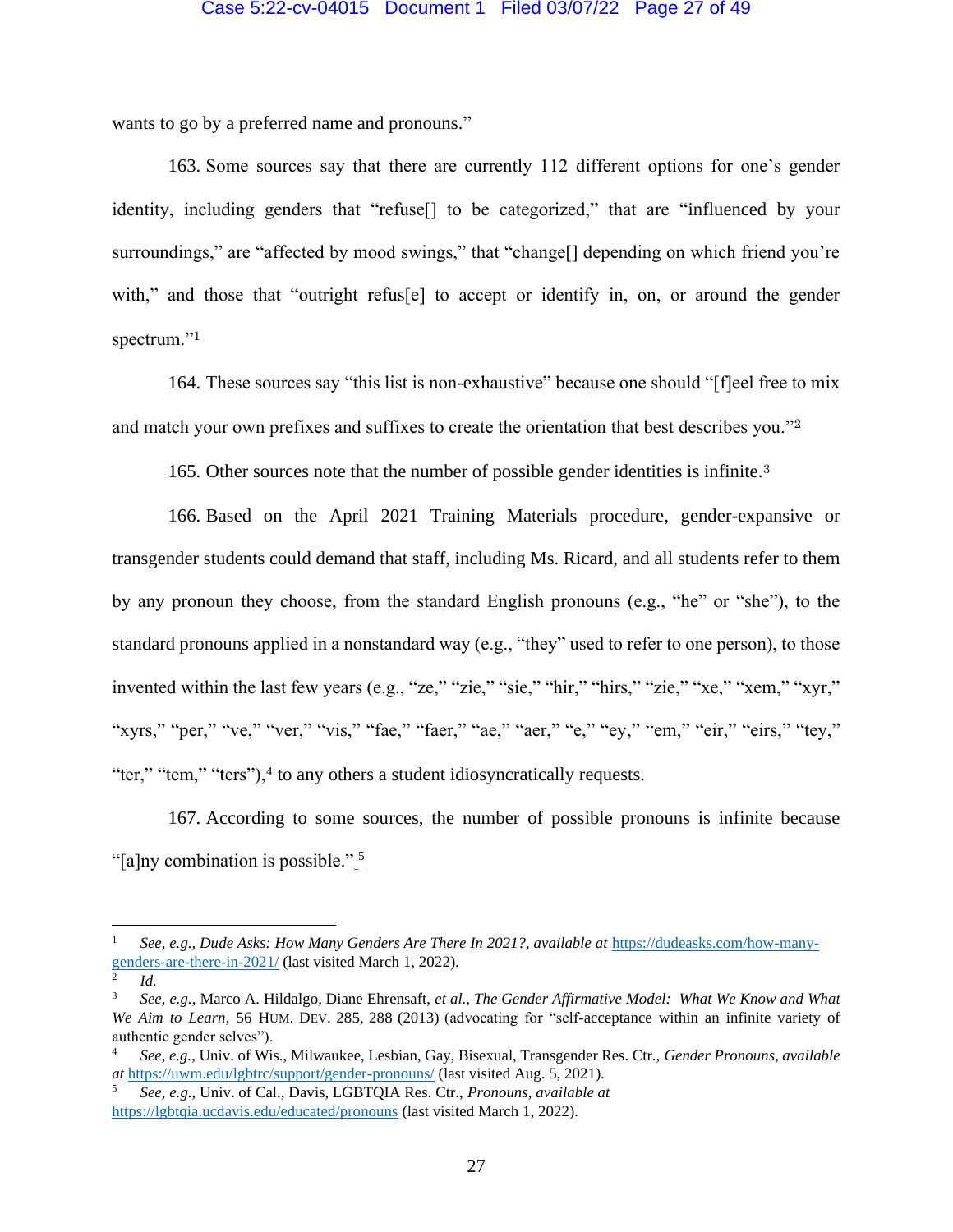wants to go by a preferred name and pronouns."

163. Some sources say that there are currently 112 different options for one's gender identity, including genders that "refuse[] to be categorized," that are "influenced by your surroundings," are "affected by mood swings," that "change[] depending on which friend you're with," and those that "outright refus[e] to accept or identify in, on, or around the gender spectrum."[1]

164. These sources say "this list is non-exhaustive" because one should "[f]eel free to mix and match your own prefixes and suffixes to create the orientation that best describes you."[2]

165. Other sources note that the number of possible gender identities is infinite.[3]

166. Based on the April 2021 Training Materials procedure, gender-expansive or transgender students could demand that staff, including Ms. Ricard, and all students refer to them by any pronoun they choose, from the standard English pronouns (e.g., "he" or "she"), to the standard pronouns applied in a nonstandard way (e.g., "they" used to refer to one person), to those invented within the last few years (e.g., "ze," "zie," "sie," "hir," "hirs," "zie," "xe," "xem," "xyr," "xyrs," "per," "ve," "ver," "vis," "fae," "faer," "ae," "aer," "e," "ey," "em," "eir," "eirs," "tey," "ter," "tem," "ters"),[4] to any others a student idiosyncratically requests.

167. According to some sources, the number of possible pronouns is infinite because "[a]ny combination is possible."[5]

---

[1] *See, e.g., Dude Asks: How Many Genders Are There In 2021?*, *available at* https://dudeasks.com/how-many-genders-are-there-in-2021/ (last visited March 1, 2022).

[2] *Id.*

[3] *See, e.g.*, Marco A. Hildalgo, Diane Ehrensaft, *et al.*, *The Gender Affirmative Model: What We Know and What We Aim to Learn*, 56 HUM. DEV. 285, 288 (2013) (advocating for "self-acceptance within an infinite variety of authentic gender selves").

[4] *See, e.g.*, Univ. of Wis., Milwaukee, Lesbian, Gay, Bisexual, Transgender Res. Ctr., *Gender Pronouns*, *available at* https://uwm.edu/lgbtrc/support/gender-pronouns/ (last visited Aug. 5, 2021).

[5] *See, e.g.*, Univ. of Cal., Davis, LGBTQIA Res. Ctr., *Pronouns*, *available at* https://lgbtqia.ucdavis.edu/educated/pronouns (last visited March 1, 2022).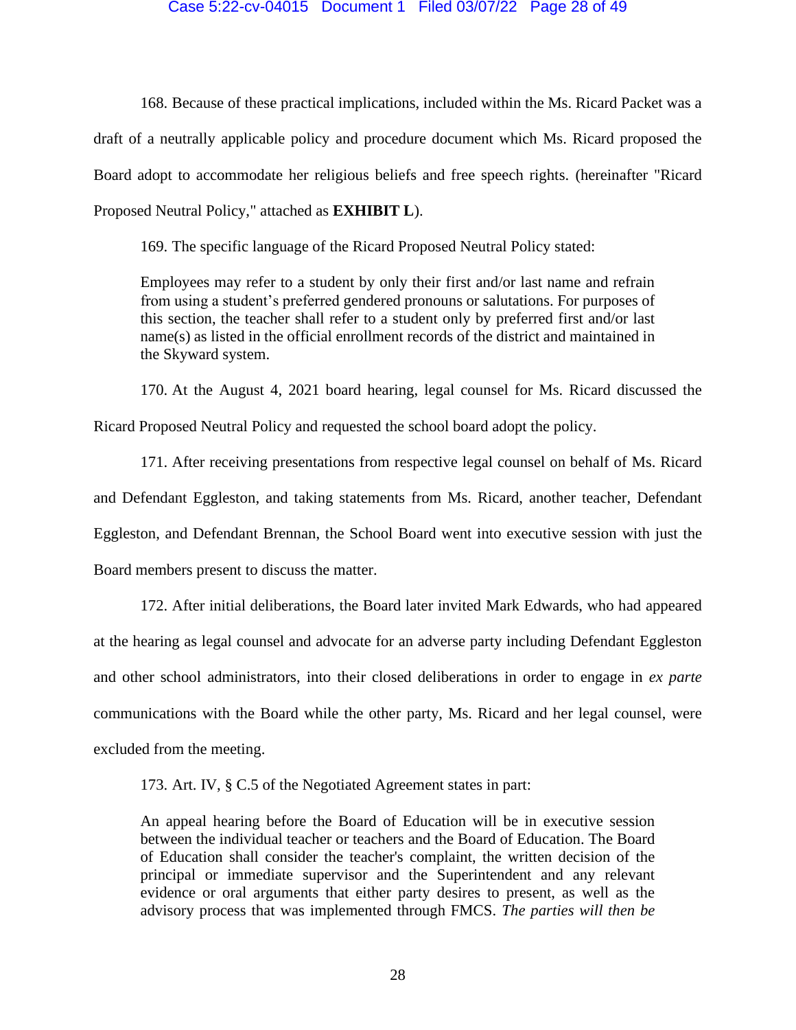168. Because of these practical implications, included within the Ms. Ricard Packet was a draft of a neutrally applicable policy and procedure document which Ms. Ricard proposed the Board adopt to accommodate her religious beliefs and free speech rights. (hereinafter "Ricard Proposed Neutral Policy," attached as **EXHIBIT L**).

169. The specific language of the Ricard Proposed Neutral Policy stated:

> Employees may refer to a student by only their first and/or last name and refrain from using a student's preferred gendered pronouns or salutations. For purposes of this section, the teacher shall refer to a student only by preferred first and/or last name(s) as listed in the official enrollment records of the district and maintained in the Skyward system.

170. At the August 4, 2021 board hearing, legal counsel for Ms. Ricard discussed the Ricard Proposed Neutral Policy and requested the school board adopt the policy.

171. After receiving presentations from respective legal counsel on behalf of Ms. Ricard and Defendant Eggleston, and taking statements from Ms. Ricard, another teacher, Defendant Eggleston, and Defendant Brennan, the School Board went into executive session with just the Board members present to discuss the matter.

172. After initial deliberations, the Board later invited Mark Edwards, who had appeared at the hearing as legal counsel and advocate for an adverse party including Defendant Eggleston and other school administrators, into their closed deliberations in order to engage in *ex parte* communications with the Board while the other party, Ms. Ricard and her legal counsel, were excluded from the meeting.

173. Art. IV, § C.5 of the Negotiated Agreement states in part:

> An appeal hearing before the Board of Education will be in executive session between the individual teacher or teachers and the Board of Education. The Board of Education shall consider the teacher's complaint, the written decision of the principal or immediate supervisor and the Superintendent and any relevant evidence or oral arguments that either party desires to present, as well as the advisory process that was implemented through FMCS. *The parties will then be*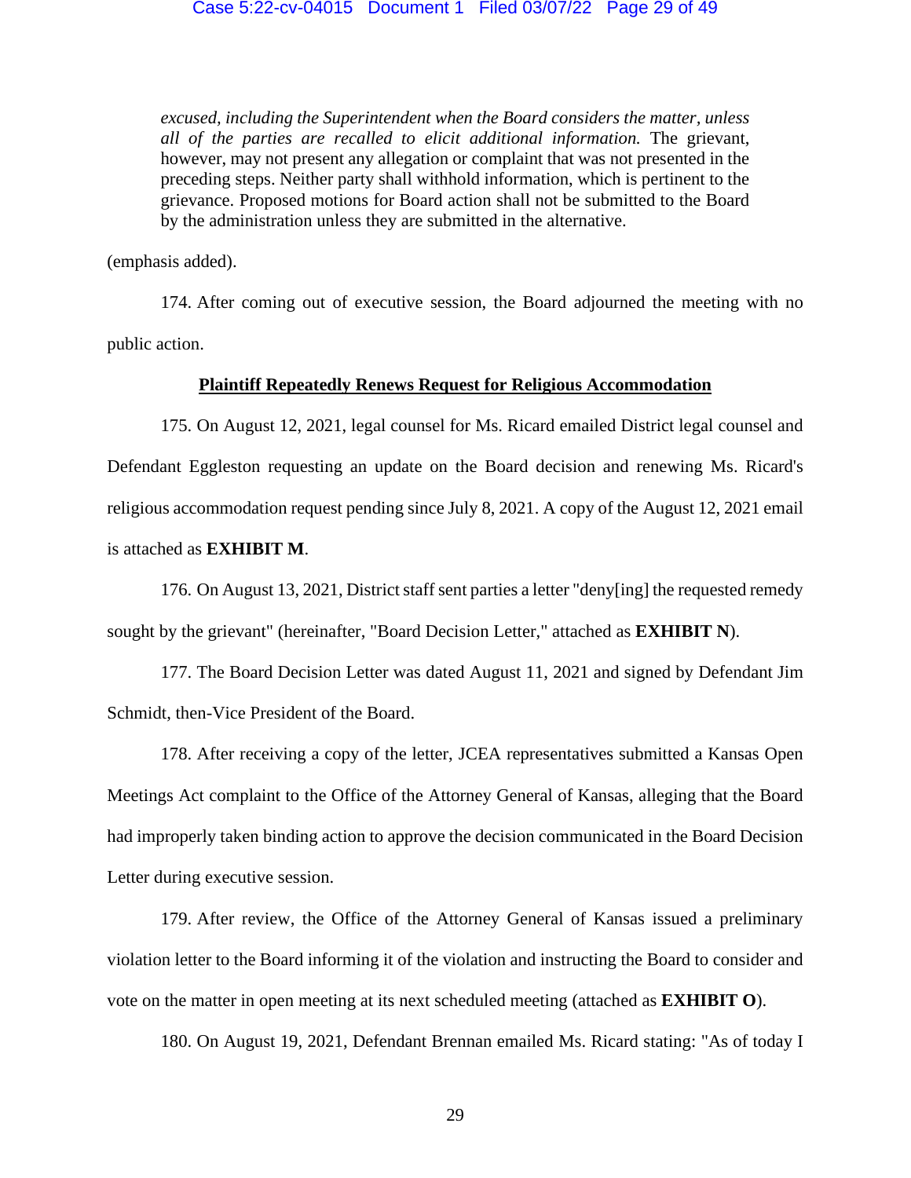> *excused, including the Superintendent when the Board considers the matter, unless all of the parties are recalled to elicit additional information.* The grievant, however, may not present any allegation or complaint that was not presented in the preceding steps. Neither party shall withhold information, which is pertinent to the grievance. Proposed motions for Board action shall not be submitted to the Board by the administration unless they are submitted in the alternative.

(emphasis added).

174. After coming out of executive session, the Board adjourned the meeting with no public action.

**Plaintiff Repeatedly Renews Request for Religious Accommodation**

175. On August 12, 2021, legal counsel for Ms. Ricard emailed District legal counsel and Defendant Eggleston requesting an update on the Board decision and renewing Ms. Ricard's religious accommodation request pending since July 8, 2021. A copy of the August 12, 2021 email is attached as **EXHIBIT M**.

176. On August 13, 2021, District staff sent parties a letter "deny[ing] the requested remedy sought by the grievant" (hereinafter, "Board Decision Letter," attached as **EXHIBIT N**).

177. The Board Decision Letter was dated August 11, 2021 and signed by Defendant Jim Schmidt, then-Vice President of the Board.

178. After receiving a copy of the letter, JCEA representatives submitted a Kansas Open Meetings Act complaint to the Office of the Attorney General of Kansas, alleging that the Board had improperly taken binding action to approve the decision communicated in the Board Decision Letter during executive session.

179. After review, the Office of the Attorney General of Kansas issued a preliminary violation letter to the Board informing it of the violation and instructing the Board to consider and vote on the matter in open meeting at its next scheduled meeting (attached as **EXHIBIT O**).

180. On August 19, 2021, Defendant Brennan emailed Ms. Ricard stating: "As of today I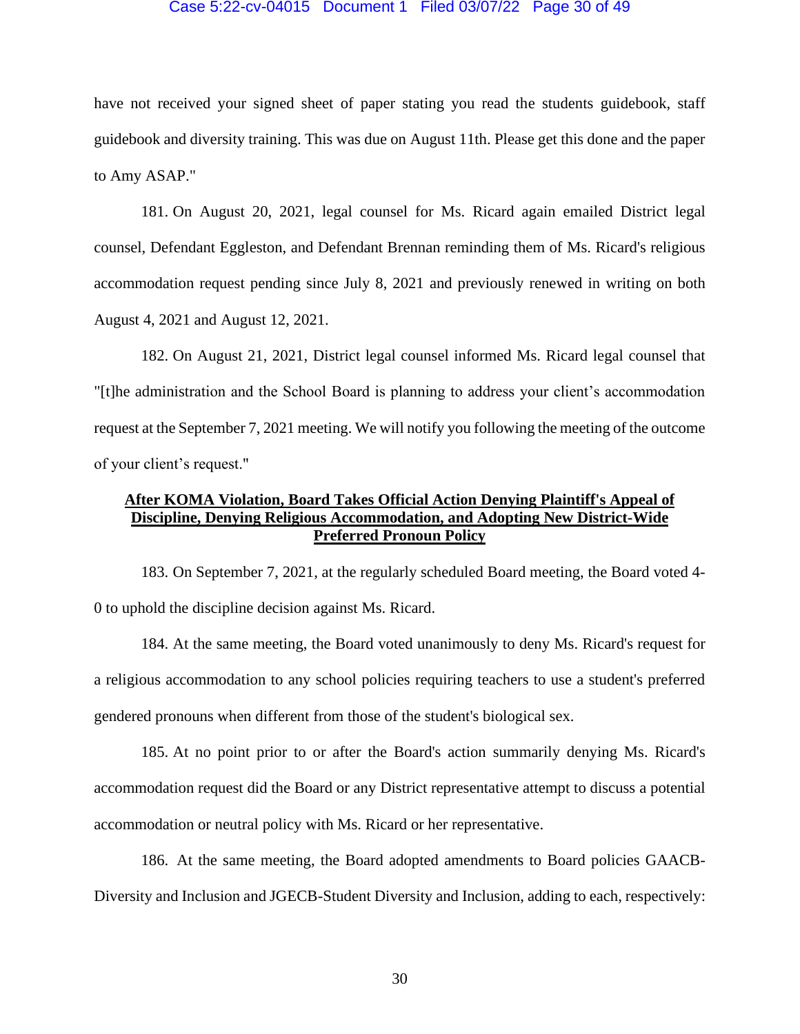have not received your signed sheet of paper stating you read the students guidebook, staff guidebook and diversity training. This was due on August 11th. Please get this done and the paper to Amy ASAP."

181. On August 20, 2021, legal counsel for Ms. Ricard again emailed District legal counsel, Defendant Eggleston, and Defendant Brennan reminding them of Ms. Ricard's religious accommodation request pending since July 8, 2021 and previously renewed in writing on both August 4, 2021 and August 12, 2021.

182. On August 21, 2021, District legal counsel informed Ms. Ricard legal counsel that "[t]he administration and the School Board is planning to address your client's accommodation request at the September 7, 2021 meeting. We will notify you following the meeting of the outcome of your client's request."

**After KOMA Violation, Board Takes Official Action Denying Plaintiff's Appeal of Discipline, Denying Religious Accommodation, and Adopting New District-Wide Preferred Pronoun Policy**

183. On September 7, 2021, at the regularly scheduled Board meeting, the Board voted 4-0 to uphold the discipline decision against Ms. Ricard.

184. At the same meeting, the Board voted unanimously to deny Ms. Ricard's request for a religious accommodation to any school policies requiring teachers to use a student's preferred gendered pronouns when different from those of the student's biological sex.

185. At no point prior to or after the Board's action summarily denying Ms. Ricard's accommodation request did the Board or any District representative attempt to discuss a potential accommodation or neutral policy with Ms. Ricard or her representative.

186. At the same meeting, the Board adopted amendments to Board policies GAACB-Diversity and Inclusion and JGECB-Student Diversity and Inclusion, adding to each, respectively: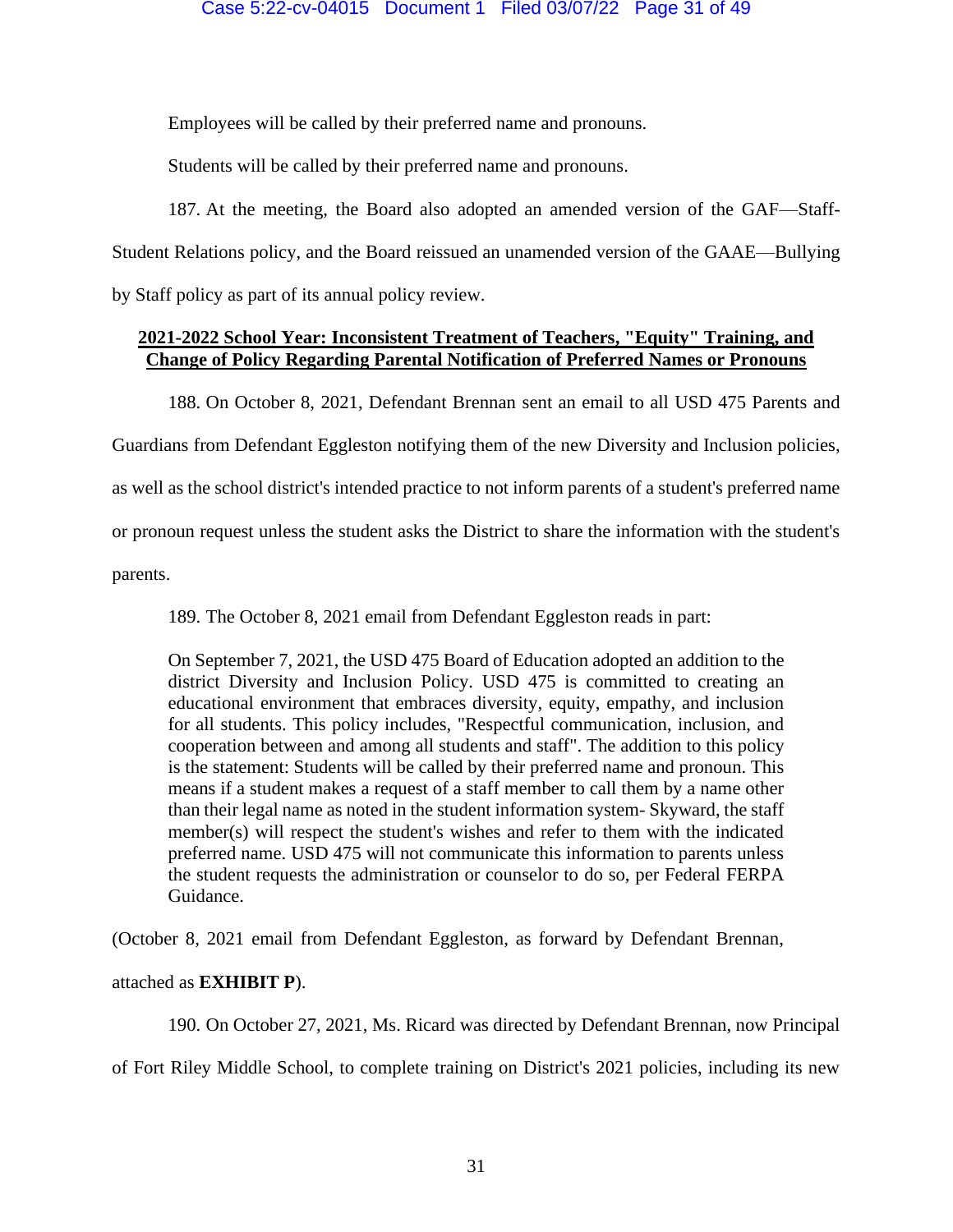Employees will be called by their preferred name and pronouns.

Students will be called by their preferred name and pronouns.

187. At the meeting, the Board also adopted an amended version of the GAF—Staff-Student Relations policy, and the Board reissued an unamended version of the GAAE—Bullying by Staff policy as part of its annual policy review.

**2021-2022 School Year: Inconsistent Treatment of Teachers, "Equity" Training, and Change of Policy Regarding Parental Notification of Preferred Names or Pronouns**

188. On October 8, 2021, Defendant Brennan sent an email to all USD 475 Parents and Guardians from Defendant Eggleston notifying them of the new Diversity and Inclusion policies, as well as the school district's intended practice to not inform parents of a student's preferred name or pronoun request unless the student asks the District to share the information with the student's parents.

189. The October 8, 2021 email from Defendant Eggleston reads in part:

> On September 7, 2021, the USD 475 Board of Education adopted an addition to the district Diversity and Inclusion Policy. USD 475 is committed to creating an educational environment that embraces diversity, equity, empathy, and inclusion for all students. This policy includes, "Respectful communication, inclusion, and cooperation between and among all students and staff". The addition to this policy is the statement: Students will be called by their preferred name and pronoun. This means if a student makes a request of a staff member to call them by a name other than their legal name as noted in the student information system- Skyward, the staff member(s) will respect the student's wishes and refer to them with the indicated preferred name. USD 475 will not communicate this information to parents unless the student requests the administration or counselor to do so, per Federal FERPA Guidance.

(October 8, 2021 email from Defendant Eggleston, as forward by Defendant Brennan, attached as **EXHIBIT P**).

190. On October 27, 2021, Ms. Ricard was directed by Defendant Brennan, now Principal of Fort Riley Middle School, to complete training on District's 2021 policies, including its new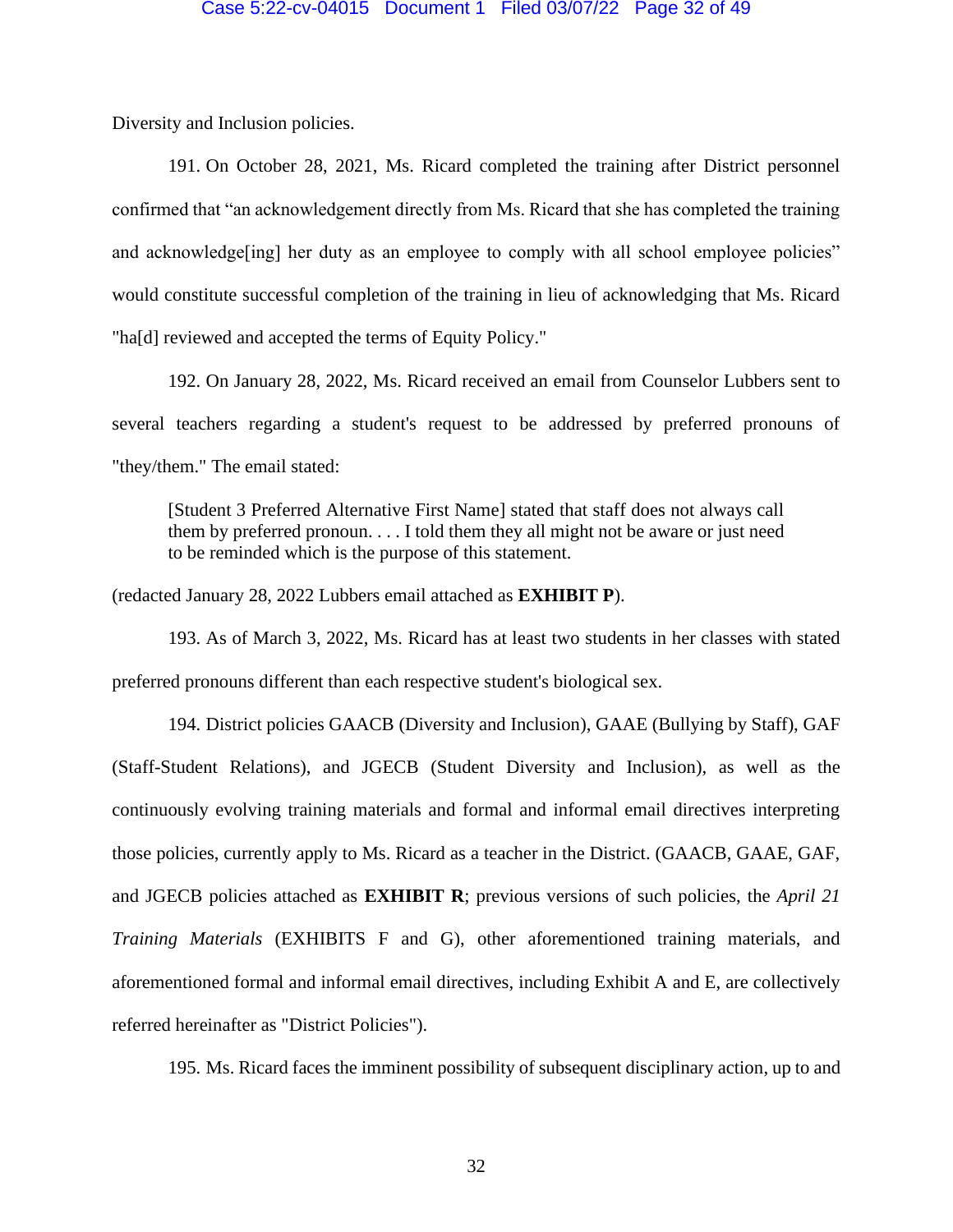Diversity and Inclusion policies.

191. On October 28, 2021, Ms. Ricard completed the training after District personnel confirmed that "an acknowledgement directly from Ms. Ricard that she has completed the training and acknowledge[ing] her duty as an employee to comply with all school employee policies" would constitute successful completion of the training in lieu of acknowledging that Ms. Ricard "ha[d] reviewed and accepted the terms of Equity Policy."

192. On January 28, 2022, Ms. Ricard received an email from Counselor Lubbers sent to several teachers regarding a student's request to be addressed by preferred pronouns of "they/them." The email stated:

> [Student 3 Preferred Alternative First Name] stated that staff does not always call them by preferred pronoun. . . . I told them they all might not be aware or just need to be reminded which is the purpose of this statement.

(redacted January 28, 2022 Lubbers email attached as **EXHIBIT P**).

193. As of March 3, 2022, Ms. Ricard has at least two students in her classes with stated preferred pronouns different than each respective student's biological sex.

194. District policies GAACB (Diversity and Inclusion), GAAE (Bullying by Staff), GAF (Staff-Student Relations), and JGECB (Student Diversity and Inclusion), as well as the continuously evolving training materials and formal and informal email directives interpreting those policies, currently apply to Ms. Ricard as a teacher in the District. (GAACB, GAAE, GAF, and JGECB policies attached as **EXHIBIT R**; previous versions of such policies, the *April 21 Training Materials* (EXHIBITS F and G), other aforementioned training materials, and aforementioned formal and informal email directives, including Exhibit A and E, are collectively referred hereinafter as "District Policies").

195. Ms. Ricard faces the imminent possibility of subsequent disciplinary action, up to and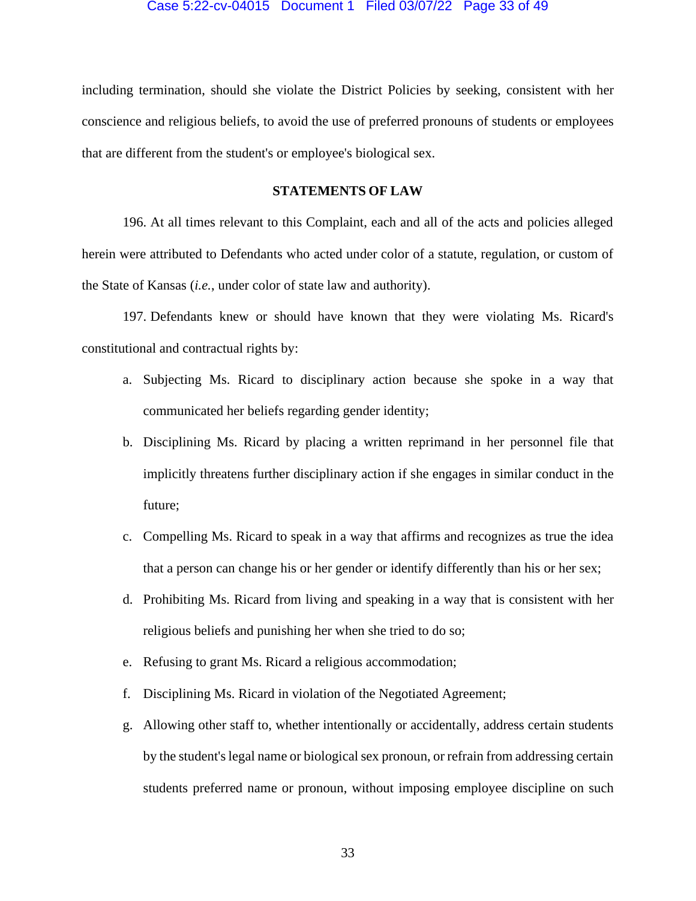including termination, should she violate the District Policies by seeking, consistent with her conscience and religious beliefs, to avoid the use of preferred pronouns of students or employees that are different from the student's or employee's biological sex.

**STATEMENTS OF LAW**

196. At all times relevant to this Complaint, each and all of the acts and policies alleged herein were attributed to Defendants who acted under color of a statute, regulation, or custom of the State of Kansas (*i.e.*, under color of state law and authority).

197. Defendants knew or should have known that they were violating Ms. Ricard's constitutional and contractual rights by:

a. Subjecting Ms. Ricard to disciplinary action because she spoke in a way that communicated her beliefs regarding gender identity;

b. Disciplining Ms. Ricard by placing a written reprimand in her personnel file that implicitly threatens further disciplinary action if she engages in similar conduct in the future;

c. Compelling Ms. Ricard to speak in a way that affirms and recognizes as true the idea that a person can change his or her gender or identify differently than his or her sex;

d. Prohibiting Ms. Ricard from living and speaking in a way that is consistent with her religious beliefs and punishing her when she tried to do so;

e. Refusing to grant Ms. Ricard a religious accommodation;

f. Disciplining Ms. Ricard in violation of the Negotiated Agreement;

g. Allowing other staff to, whether intentionally or accidentally, address certain students by the student's legal name or biological sex pronoun, or refrain from addressing certain students preferred name or pronoun, without imposing employee discipline on such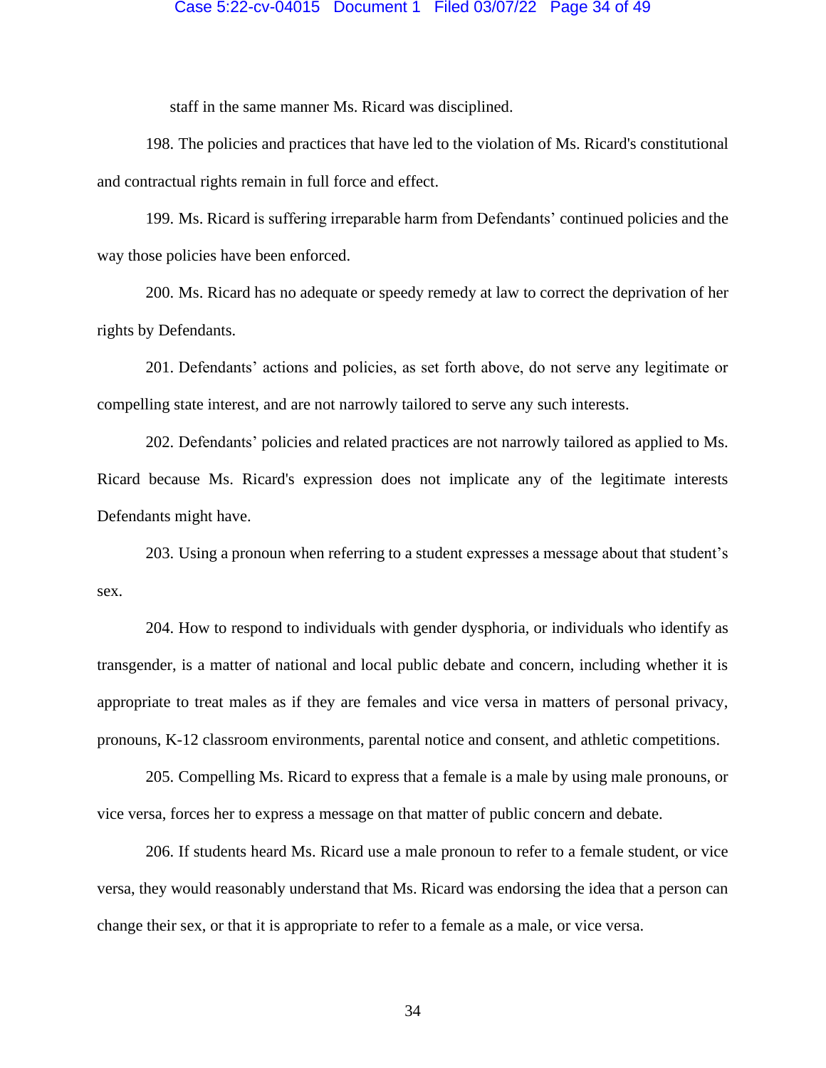staff in the same manner Ms. Ricard was disciplined.

198. The policies and practices that have led to the violation of Ms. Ricard's constitutional and contractual rights remain in full force and effect.

199. Ms. Ricard is suffering irreparable harm from Defendants' continued policies and the way those policies have been enforced.

200. Ms. Ricard has no adequate or speedy remedy at law to correct the deprivation of her rights by Defendants.

201. Defendants' actions and policies, as set forth above, do not serve any legitimate or compelling state interest, and are not narrowly tailored to serve any such interests.

202. Defendants' policies and related practices are not narrowly tailored as applied to Ms. Ricard because Ms. Ricard's expression does not implicate any of the legitimate interests Defendants might have.

203. Using a pronoun when referring to a student expresses a message about that student's sex.

204. How to respond to individuals with gender dysphoria, or individuals who identify as transgender, is a matter of national and local public debate and concern, including whether it is appropriate to treat males as if they are females and vice versa in matters of personal privacy, pronouns, K-12 classroom environments, parental notice and consent, and athletic competitions.

205. Compelling Ms. Ricard to express that a female is a male by using male pronouns, or vice versa, forces her to express a message on that matter of public concern and debate.

206. If students heard Ms. Ricard use a male pronoun to refer to a female student, or vice versa, they would reasonably understand that Ms. Ricard was endorsing the idea that a person can change their sex, or that it is appropriate to refer to a female as a male, or vice versa.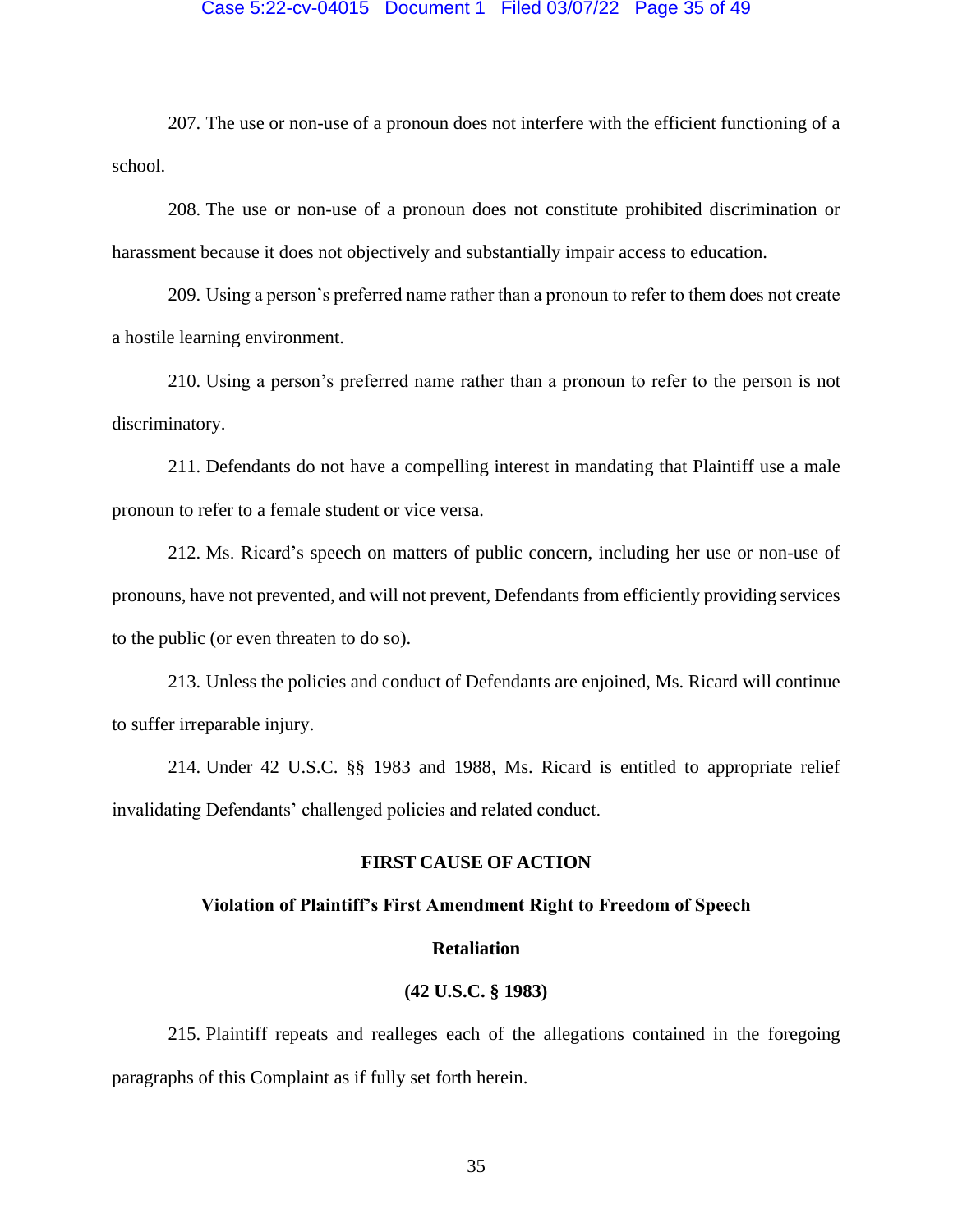207. The use or non-use of a pronoun does not interfere with the efficient functioning of a school.

208. The use or non-use of a pronoun does not constitute prohibited discrimination or harassment because it does not objectively and substantially impair access to education.

209. Using a person's preferred name rather than a pronoun to refer to them does not create a hostile learning environment.

210. Using a person's preferred name rather than a pronoun to refer to the person is not discriminatory.

211. Defendants do not have a compelling interest in mandating that Plaintiff use a male pronoun to refer to a female student or vice versa.

212. Ms. Ricard's speech on matters of public concern, including her use or non-use of pronouns, have not prevented, and will not prevent, Defendants from efficiently providing services to the public (or even threaten to do so).

213. Unless the policies and conduct of Defendants are enjoined, Ms. Ricard will continue to suffer irreparable injury.

214. Under 42 U.S.C. §§ 1983 and 1988, Ms. Ricard is entitled to appropriate relief invalidating Defendants' challenged policies and related conduct.

## FIRST CAUSE OF ACTION

### Violation of Plaintiff's First Amendment Right to Freedom of Speech

### Retaliation

### (42 U.S.C. § 1983)

215. Plaintiff repeats and realleges each of the allegations contained in the foregoing paragraphs of this Complaint as if fully set forth herein.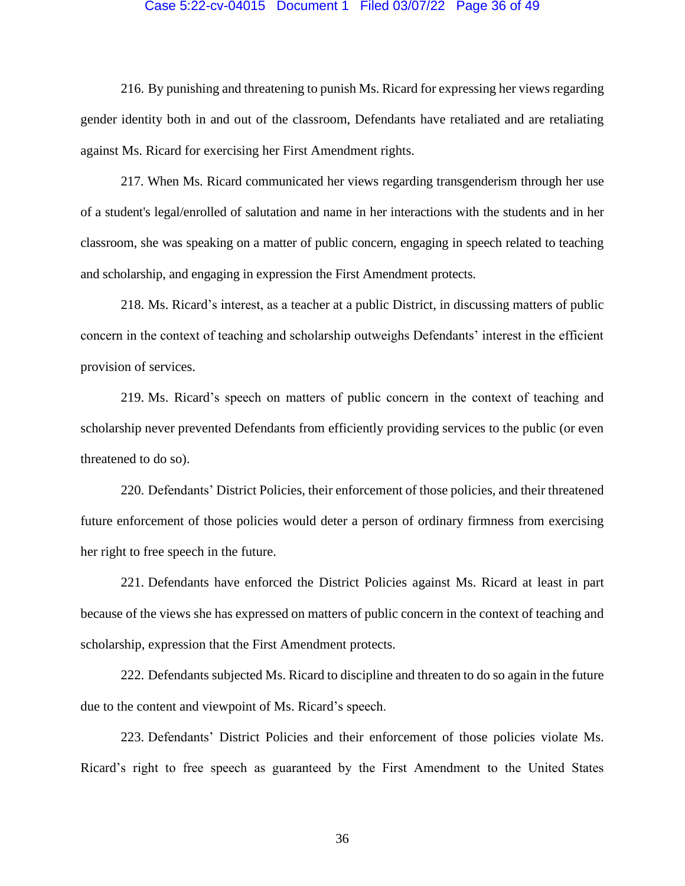216. By punishing and threatening to punish Ms. Ricard for expressing her views regarding gender identity both in and out of the classroom, Defendants have retaliated and are retaliating against Ms. Ricard for exercising her First Amendment rights.

217. When Ms. Ricard communicated her views regarding transgenderism through her use of a student's legal/enrolled of salutation and name in her interactions with the students and in her classroom, she was speaking on a matter of public concern, engaging in speech related to teaching and scholarship, and engaging in expression the First Amendment protects.

218. Ms. Ricard's interest, as a teacher at a public District, in discussing matters of public concern in the context of teaching and scholarship outweighs Defendants' interest in the efficient provision of services.

219. Ms. Ricard's speech on matters of public concern in the context of teaching and scholarship never prevented Defendants from efficiently providing services to the public (or even threatened to do so).

220. Defendants' District Policies, their enforcement of those policies, and their threatened future enforcement of those policies would deter a person of ordinary firmness from exercising her right to free speech in the future.

221. Defendants have enforced the District Policies against Ms. Ricard at least in part because of the views she has expressed on matters of public concern in the context of teaching and scholarship, expression that the First Amendment protects.

222. Defendants subjected Ms. Ricard to discipline and threaten to do so again in the future due to the content and viewpoint of Ms. Ricard's speech.

223. Defendants' District Policies and their enforcement of those policies violate Ms. Ricard's right to free speech as guaranteed by the First Amendment to the United States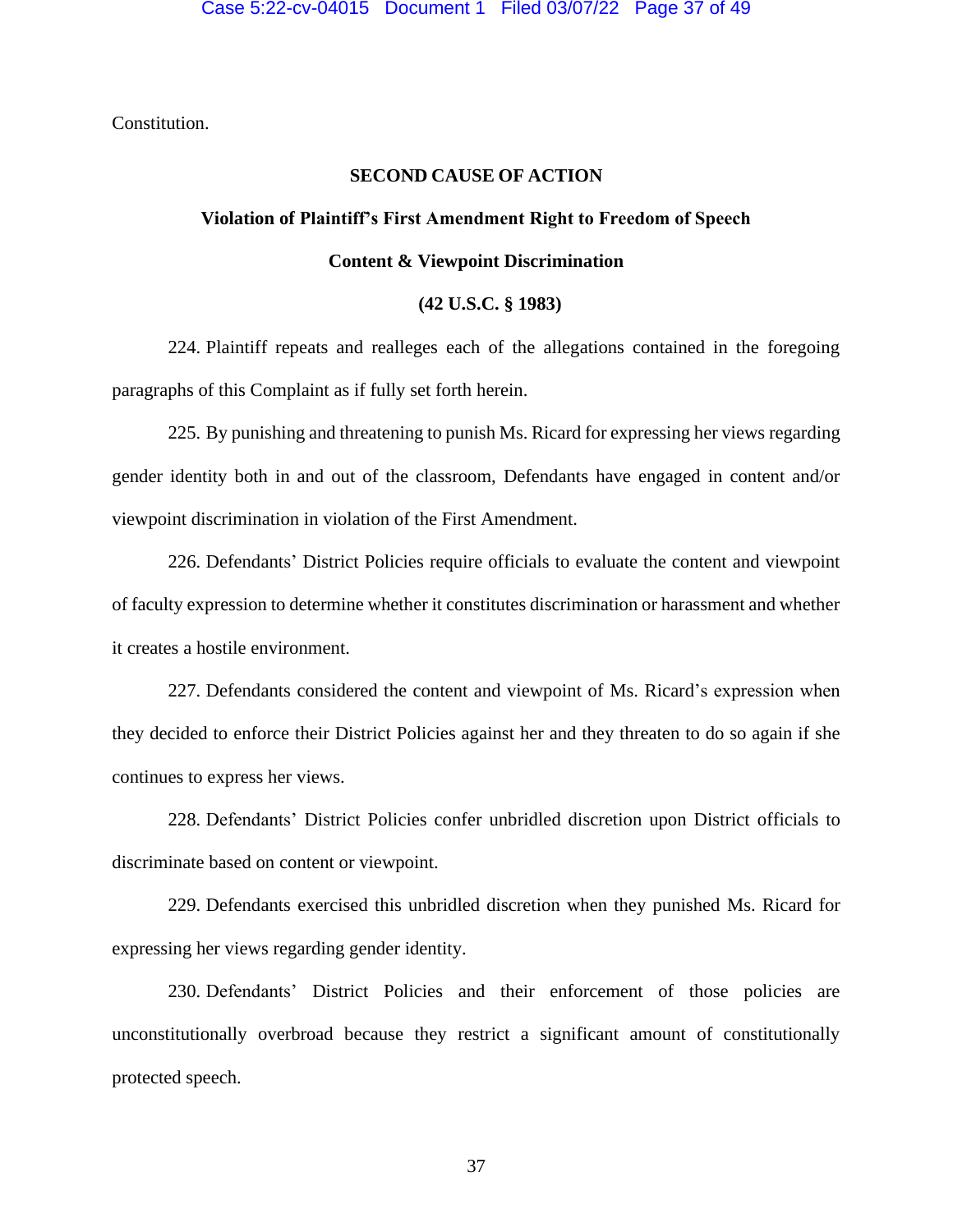Constitution.

## SECOND CAUSE OF ACTION

## Violation of Plaintiff's First Amendment Right to Freedom of Speech

## Content & Viewpoint Discrimination

## (42 U.S.C. § 1983)

224. Plaintiff repeats and realleges each of the allegations contained in the foregoing paragraphs of this Complaint as if fully set forth herein.

225. By punishing and threatening to punish Ms. Ricard for expressing her views regarding gender identity both in and out of the classroom, Defendants have engaged in content and/or viewpoint discrimination in violation of the First Amendment.

226. Defendants' District Policies require officials to evaluate the content and viewpoint of faculty expression to determine whether it constitutes discrimination or harassment and whether it creates a hostile environment.

227. Defendants considered the content and viewpoint of Ms. Ricard's expression when they decided to enforce their District Policies against her and they threaten to do so again if she continues to express her views.

228. Defendants' District Policies confer unbridled discretion upon District officials to discriminate based on content or viewpoint.

229. Defendants exercised this unbridled discretion when they punished Ms. Ricard for expressing her views regarding gender identity.

230. Defendants' District Policies and their enforcement of those policies are unconstitutionally overbroad because they restrict a significant amount of constitutionally protected speech.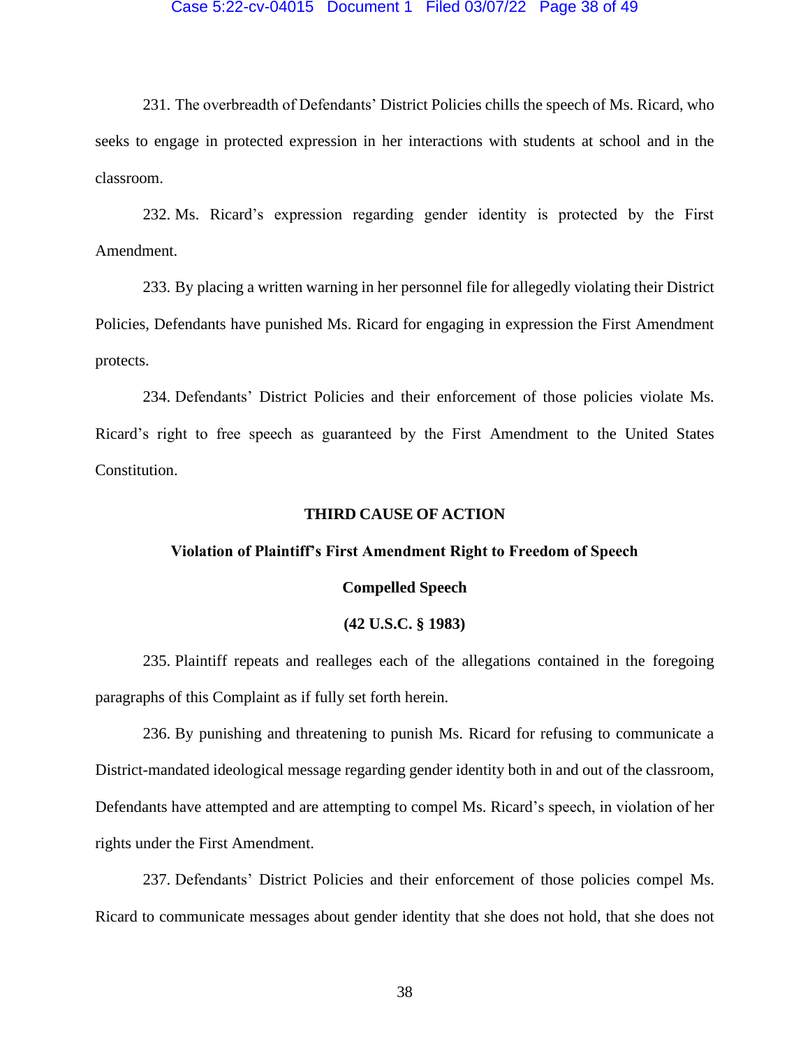231. The overbreadth of Defendants' District Policies chills the speech of Ms. Ricard, who seeks to engage in protected expression in her interactions with students at school and in the classroom.

232. Ms. Ricard's expression regarding gender identity is protected by the First Amendment.

233. By placing a written warning in her personnel file for allegedly violating their District Policies, Defendants have punished Ms. Ricard for engaging in expression the First Amendment protects.

234. Defendants' District Policies and their enforcement of those policies violate Ms. Ricard's right to free speech as guaranteed by the First Amendment to the United States Constitution.

**THIRD CAUSE OF ACTION**

**Violation of Plaintiff's First Amendment Right to Freedom of Speech**

**Compelled Speech**

**(42 U.S.C. § 1983)**

235. Plaintiff repeats and realleges each of the allegations contained in the foregoing paragraphs of this Complaint as if fully set forth herein.

236. By punishing and threatening to punish Ms. Ricard for refusing to communicate a District-mandated ideological message regarding gender identity both in and out of the classroom, Defendants have attempted and are attempting to compel Ms. Ricard's speech, in violation of her rights under the First Amendment.

237. Defendants' District Policies and their enforcement of those policies compel Ms. Ricard to communicate messages about gender identity that she does not hold, that she does not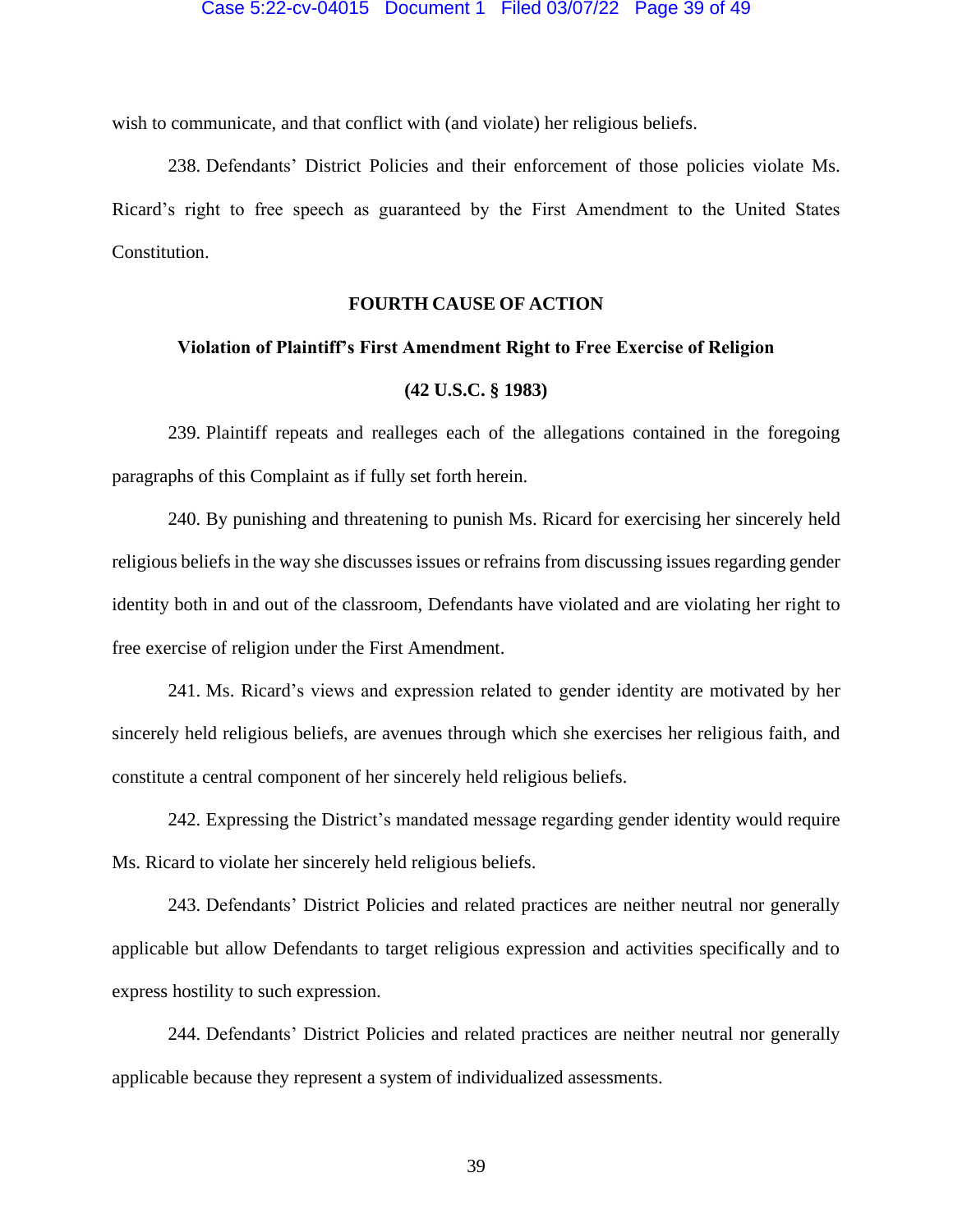wish to communicate, and that conflict with (and violate) her religious beliefs.

238. Defendants' District Policies and their enforcement of those policies violate Ms. Ricard's right to free speech as guaranteed by the First Amendment to the United States Constitution.

**FOURTH CAUSE OF ACTION**

**Violation of Plaintiff's First Amendment Right to Free Exercise of Religion**

**(42 U.S.C. § 1983)**

239. Plaintiff repeats and realleges each of the allegations contained in the foregoing paragraphs of this Complaint as if fully set forth herein.

240. By punishing and threatening to punish Ms. Ricard for exercising her sincerely held religious beliefs in the way she discusses issues or refrains from discussing issues regarding gender identity both in and out of the classroom, Defendants have violated and are violating her right to free exercise of religion under the First Amendment.

241. Ms. Ricard's views and expression related to gender identity are motivated by her sincerely held religious beliefs, are avenues through which she exercises her religious faith, and constitute a central component of her sincerely held religious beliefs.

242. Expressing the District's mandated message regarding gender identity would require Ms. Ricard to violate her sincerely held religious beliefs.

243. Defendants' District Policies and related practices are neither neutral nor generally applicable but allow Defendants to target religious expression and activities specifically and to express hostility to such expression.

244. Defendants' District Policies and related practices are neither neutral nor generally applicable because they represent a system of individualized assessments.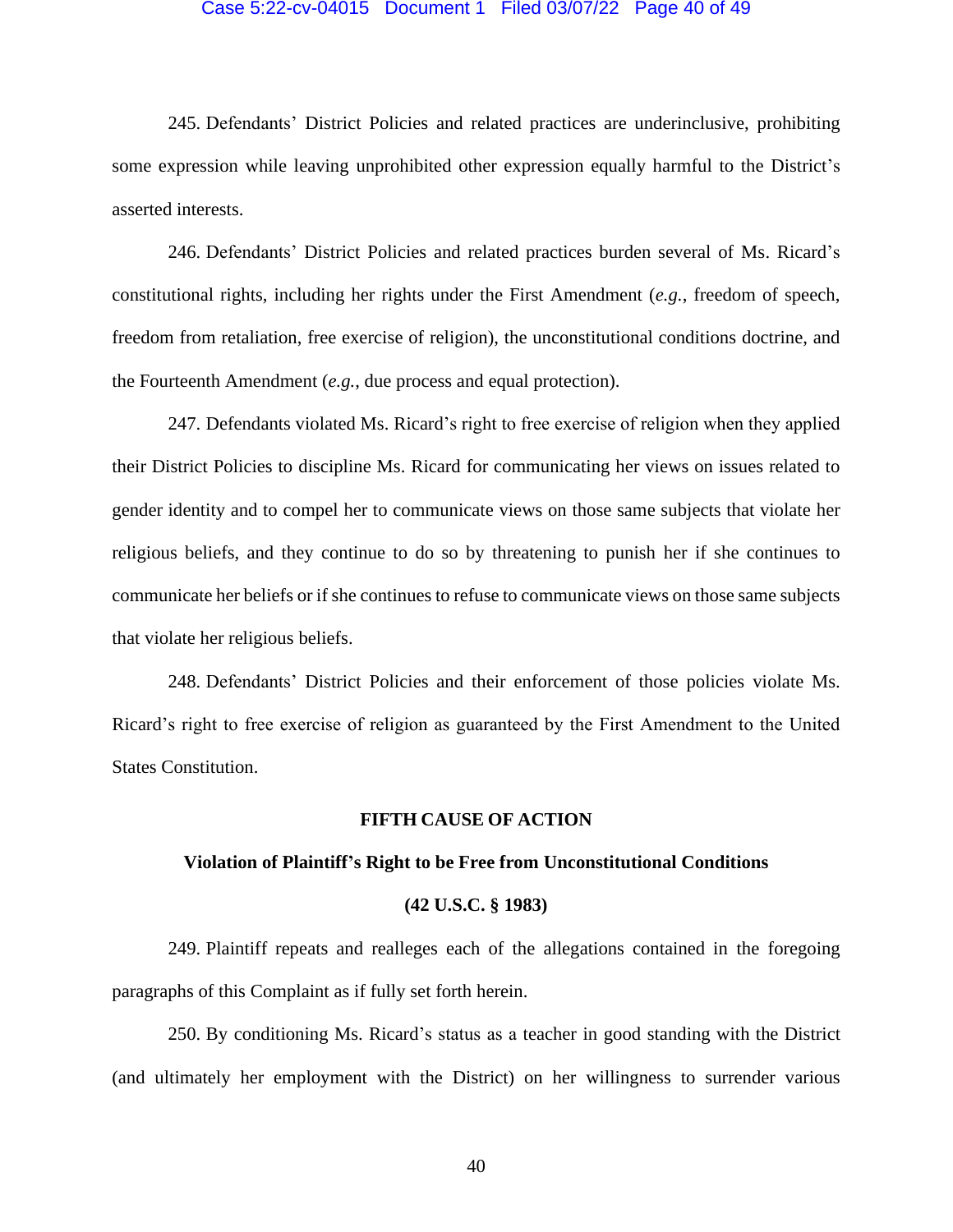245. Defendants' District Policies and related practices are underinclusive, prohibiting some expression while leaving unprohibited other expression equally harmful to the District's asserted interests.

246. Defendants' District Policies and related practices burden several of Ms. Ricard's constitutional rights, including her rights under the First Amendment (*e.g.*, freedom of speech, freedom from retaliation, free exercise of religion), the unconstitutional conditions doctrine, and the Fourteenth Amendment (*e.g.*, due process and equal protection).

247. Defendants violated Ms. Ricard's right to free exercise of religion when they applied their District Policies to discipline Ms. Ricard for communicating her views on issues related to gender identity and to compel her to communicate views on those same subjects that violate her religious beliefs, and they continue to do so by threatening to punish her if she continues to communicate her beliefs or if she continues to refuse to communicate views on those same subjects that violate her religious beliefs.

248. Defendants' District Policies and their enforcement of those policies violate Ms. Ricard's right to free exercise of religion as guaranteed by the First Amendment to the United States Constitution.

## FIFTH CAUSE OF ACTION

### Violation of Plaintiff's Right to be Free from Unconstitutional Conditions

### (42 U.S.C. § 1983)

249. Plaintiff repeats and realleges each of the allegations contained in the foregoing paragraphs of this Complaint as if fully set forth herein.

250. By conditioning Ms. Ricard's status as a teacher in good standing with the District (and ultimately her employment with the District) on her willingness to surrender various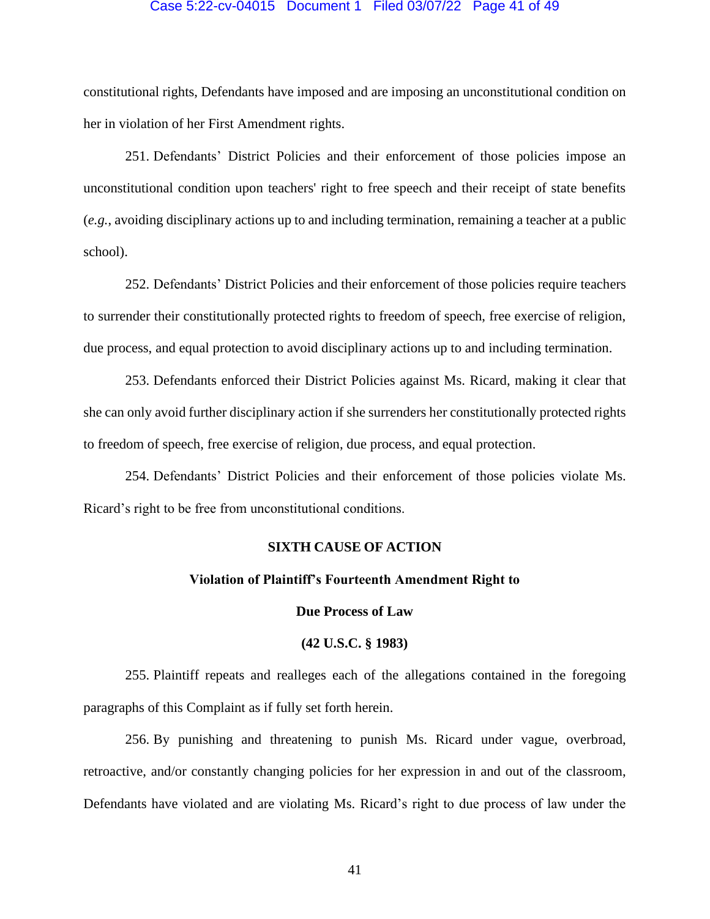constitutional rights, Defendants have imposed and are imposing an unconstitutional condition on her in violation of her First Amendment rights.

251. Defendants' District Policies and their enforcement of those policies impose an unconstitutional condition upon teachers' right to free speech and their receipt of state benefits (*e.g.*, avoiding disciplinary actions up to and including termination, remaining a teacher at a public school).

252. Defendants' District Policies and their enforcement of those policies require teachers to surrender their constitutionally protected rights to freedom of speech, free exercise of religion, due process, and equal protection to avoid disciplinary actions up to and including termination.

253. Defendants enforced their District Policies against Ms. Ricard, making it clear that she can only avoid further disciplinary action if she surrenders her constitutionally protected rights to freedom of speech, free exercise of religion, due process, and equal protection.

254. Defendants' District Policies and their enforcement of those policies violate Ms. Ricard's right to be free from unconstitutional conditions.

**SIXTH CAUSE OF ACTION**

**Violation of Plaintiff's Fourteenth Amendment Right to**

**Due Process of Law**

**(42 U.S.C. § 1983)**

255. Plaintiff repeats and realleges each of the allegations contained in the foregoing paragraphs of this Complaint as if fully set forth herein.

256. By punishing and threatening to punish Ms. Ricard under vague, overbroad, retroactive, and/or constantly changing policies for her expression in and out of the classroom, Defendants have violated and are violating Ms. Ricard's right to due process of law under the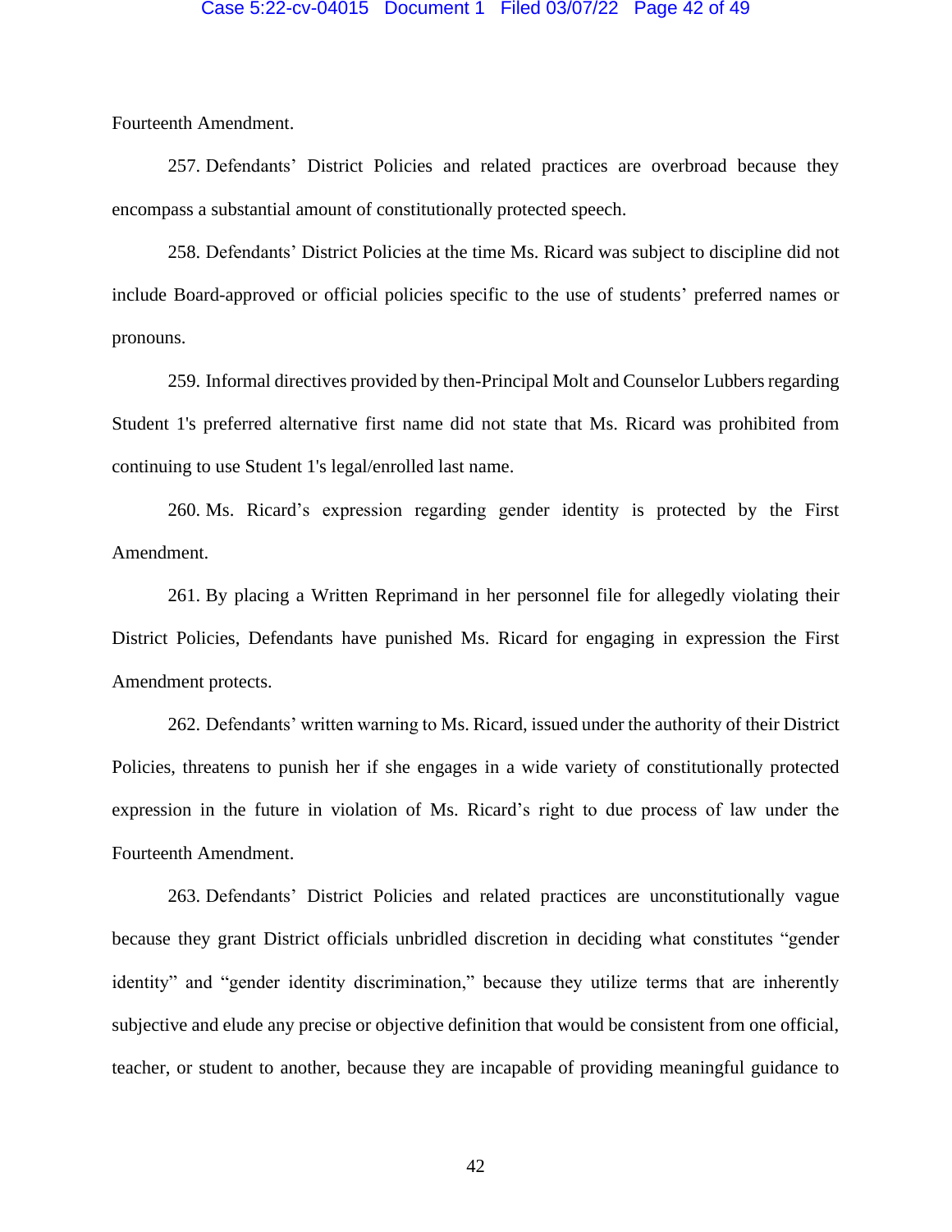Fourteenth Amendment.

257. Defendants' District Policies and related practices are overbroad because they encompass a substantial amount of constitutionally protected speech.

258. Defendants' District Policies at the time Ms. Ricard was subject to discipline did not include Board-approved or official policies specific to the use of students' preferred names or pronouns.

259. Informal directives provided by then-Principal Molt and Counselor Lubbers regarding Student 1's preferred alternative first name did not state that Ms. Ricard was prohibited from continuing to use Student 1's legal/enrolled last name.

260. Ms. Ricard's expression regarding gender identity is protected by the First Amendment.

261. By placing a Written Reprimand in her personnel file for allegedly violating their District Policies, Defendants have punished Ms. Ricard for engaging in expression the First Amendment protects.

262. Defendants' written warning to Ms. Ricard, issued under the authority of their District Policies, threatens to punish her if she engages in a wide variety of constitutionally protected expression in the future in violation of Ms. Ricard's right to due process of law under the Fourteenth Amendment.

263. Defendants' District Policies and related practices are unconstitutionally vague because they grant District officials unbridled discretion in deciding what constitutes "gender identity" and "gender identity discrimination," because they utilize terms that are inherently subjective and elude any precise or objective definition that would be consistent from one official, teacher, or student to another, because they are incapable of providing meaningful guidance to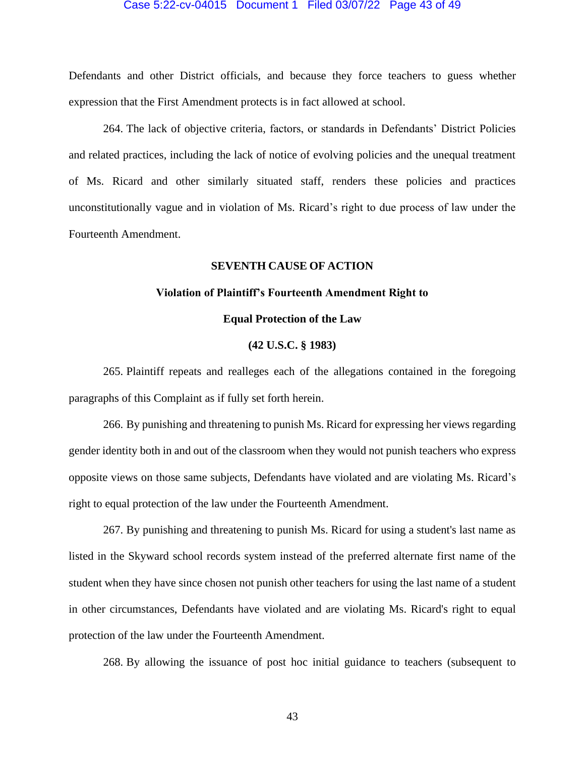Defendants and other District officials, and because they force teachers to guess whether expression that the First Amendment protects is in fact allowed at school.

264. The lack of objective criteria, factors, or standards in Defendants' District Policies and related practices, including the lack of notice of evolving policies and the unequal treatment of Ms. Ricard and other similarly situated staff, renders these policies and practices unconstitutionally vague and in violation of Ms. Ricard's right to due process of law under the Fourteenth Amendment.

**SEVENTH CAUSE OF ACTION**

**Violation of Plaintiff's Fourteenth Amendment Right to**

**Equal Protection of the Law**

**(42 U.S.C. § 1983)**

265. Plaintiff repeats and realleges each of the allegations contained in the foregoing paragraphs of this Complaint as if fully set forth herein.

266. By punishing and threatening to punish Ms. Ricard for expressing her views regarding gender identity both in and out of the classroom when they would not punish teachers who express opposite views on those same subjects, Defendants have violated and are violating Ms. Ricard's right to equal protection of the law under the Fourteenth Amendment.

267. By punishing and threatening to punish Ms. Ricard for using a student's last name as listed in the Skyward school records system instead of the preferred alternate first name of the student when they have since chosen not punish other teachers for using the last name of a student in other circumstances, Defendants have violated and are violating Ms. Ricard's right to equal protection of the law under the Fourteenth Amendment.

268. By allowing the issuance of post hoc initial guidance to teachers (subsequent to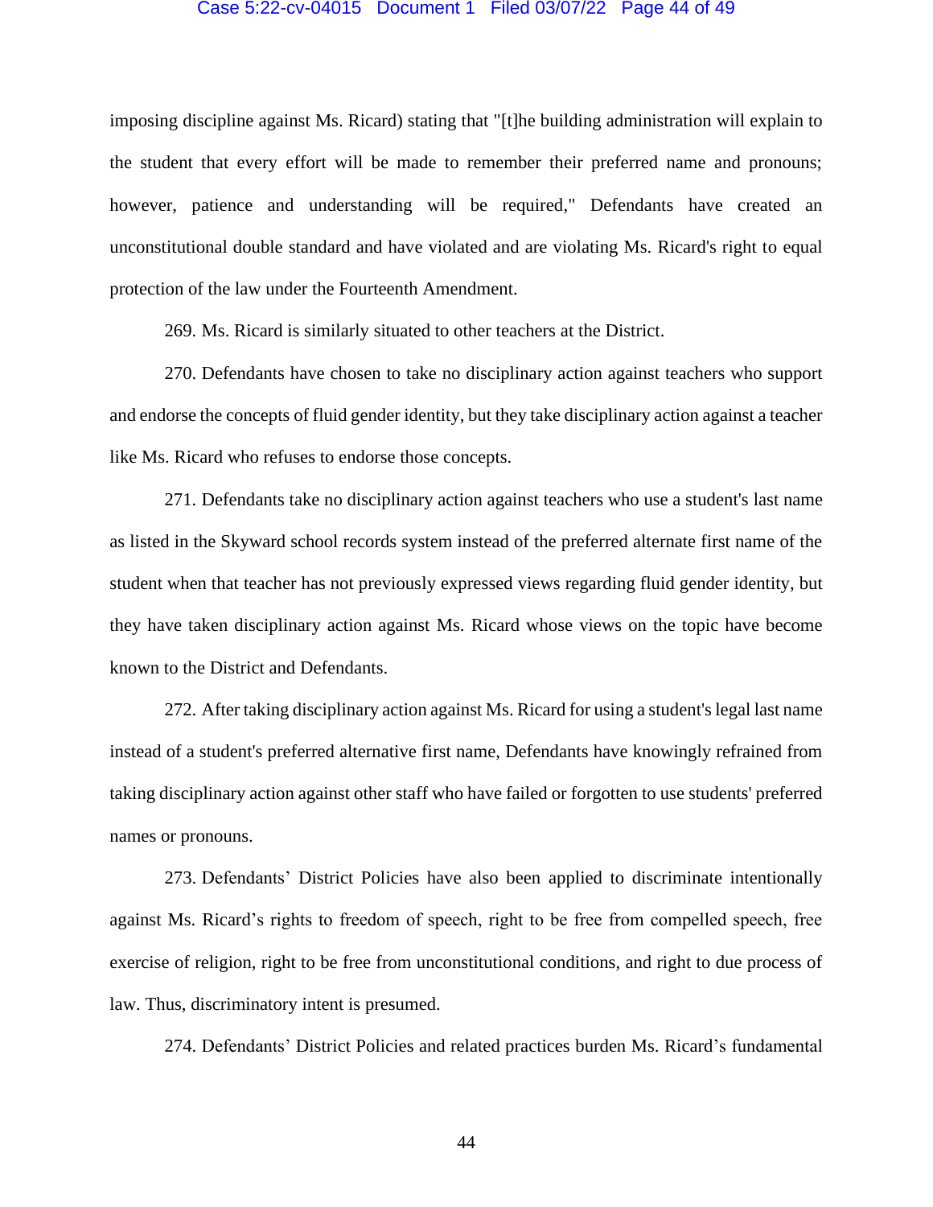imposing discipline against Ms. Ricard) stating that "[t]he building administration will explain to the student that every effort will be made to remember their preferred name and pronouns; however, patience and understanding will be required," Defendants have created an unconstitutional double standard and have violated and are violating Ms. Ricard's right to equal protection of the law under the Fourteenth Amendment.

269. Ms. Ricard is similarly situated to other teachers at the District.

270. Defendants have chosen to take no disciplinary action against teachers who support and endorse the concepts of fluid gender identity, but they take disciplinary action against a teacher like Ms. Ricard who refuses to endorse those concepts.

271. Defendants take no disciplinary action against teachers who use a student's last name as listed in the Skyward school records system instead of the preferred alternate first name of the student when that teacher has not previously expressed views regarding fluid gender identity, but they have taken disciplinary action against Ms. Ricard whose views on the topic have become known to the District and Defendants.

272. After taking disciplinary action against Ms. Ricard for using a student's legal last name instead of a student's preferred alternative first name, Defendants have knowingly refrained from taking disciplinary action against other staff who have failed or forgotten to use students' preferred names or pronouns.

273. Defendants' District Policies have also been applied to discriminate intentionally against Ms. Ricard's rights to freedom of speech, right to be free from compelled speech, free exercise of religion, right to be free from unconstitutional conditions, and right to due process of law. Thus, discriminatory intent is presumed.

274. Defendants' District Policies and related practices burden Ms. Ricard's fundamental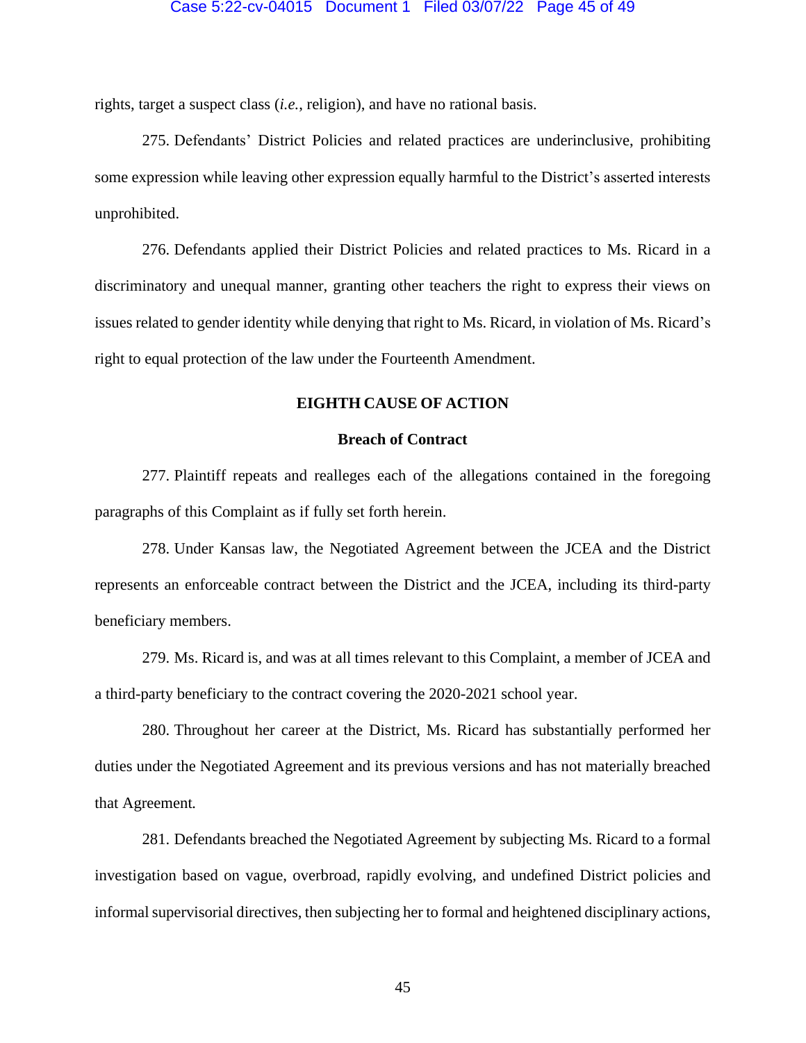rights, target a suspect class (*i.e.*, religion), and have no rational basis.

275. Defendants' District Policies and related practices are underinclusive, prohibiting some expression while leaving other expression equally harmful to the District's asserted interests unprohibited.

276. Defendants applied their District Policies and related practices to Ms. Ricard in a discriminatory and unequal manner, granting other teachers the right to express their views on issues related to gender identity while denying that right to Ms. Ricard, in violation of Ms. Ricard's right to equal protection of the law under the Fourteenth Amendment.

## EIGHTH CAUSE OF ACTION

### Breach of Contract

277. Plaintiff repeats and realleges each of the allegations contained in the foregoing paragraphs of this Complaint as if fully set forth herein.

278. Under Kansas law, the Negotiated Agreement between the JCEA and the District represents an enforceable contract between the District and the JCEA, including its third-party beneficiary members.

279. Ms. Ricard is, and was at all times relevant to this Complaint, a member of JCEA and a third-party beneficiary to the contract covering the 2020-2021 school year.

280. Throughout her career at the District, Ms. Ricard has substantially performed her duties under the Negotiated Agreement and its previous versions and has not materially breached that Agreement.

281. Defendants breached the Negotiated Agreement by subjecting Ms. Ricard to a formal investigation based on vague, overbroad, rapidly evolving, and undefined District policies and informal supervisorial directives, then subjecting her to formal and heightened disciplinary actions,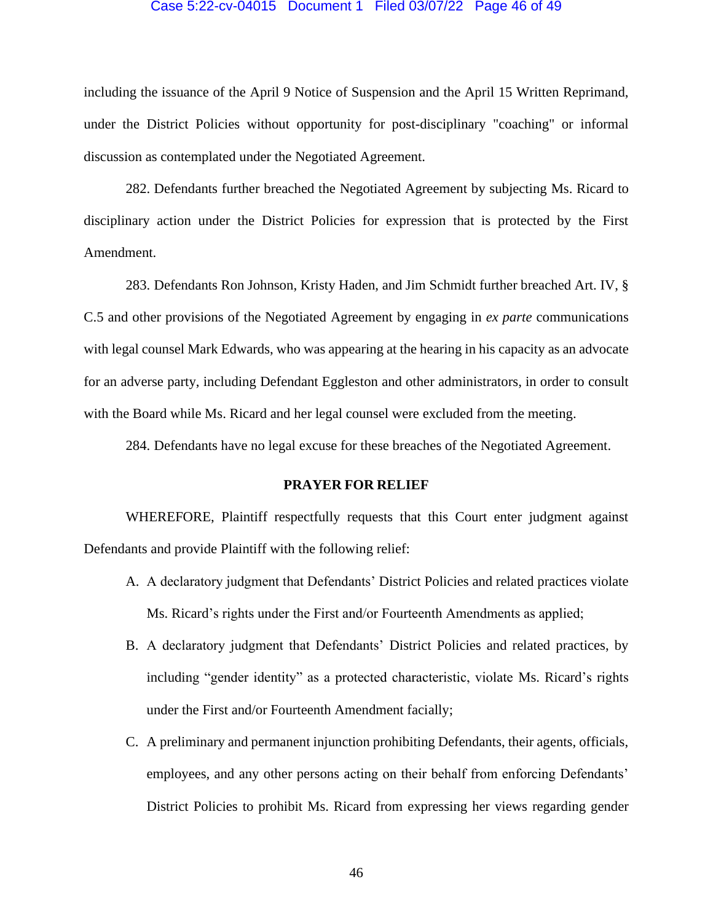including the issuance of the April 9 Notice of Suspension and the April 15 Written Reprimand, under the District Policies without opportunity for post-disciplinary "coaching" or informal discussion as contemplated under the Negotiated Agreement.

282. Defendants further breached the Negotiated Agreement by subjecting Ms. Ricard to disciplinary action under the District Policies for expression that is protected by the First Amendment.

283. Defendants Ron Johnson, Kristy Haden, and Jim Schmidt further breached Art. IV, § C.5 and other provisions of the Negotiated Agreement by engaging in *ex parte* communications with legal counsel Mark Edwards, who was appearing at the hearing in his capacity as an advocate for an adverse party, including Defendant Eggleston and other administrators, in order to consult with the Board while Ms. Ricard and her legal counsel were excluded from the meeting.

284. Defendants have no legal excuse for these breaches of the Negotiated Agreement.

## PRAYER FOR RELIEF

WHEREFORE, Plaintiff respectfully requests that this Court enter judgment against Defendants and provide Plaintiff with the following relief:

A. A declaratory judgment that Defendants' District Policies and related practices violate Ms. Ricard's rights under the First and/or Fourteenth Amendments as applied;

B. A declaratory judgment that Defendants' District Policies and related practices, by including "gender identity" as a protected characteristic, violate Ms. Ricard's rights under the First and/or Fourteenth Amendment facially;

C. A preliminary and permanent injunction prohibiting Defendants, their agents, officials, employees, and any other persons acting on their behalf from enforcing Defendants' District Policies to prohibit Ms. Ricard from expressing her views regarding gender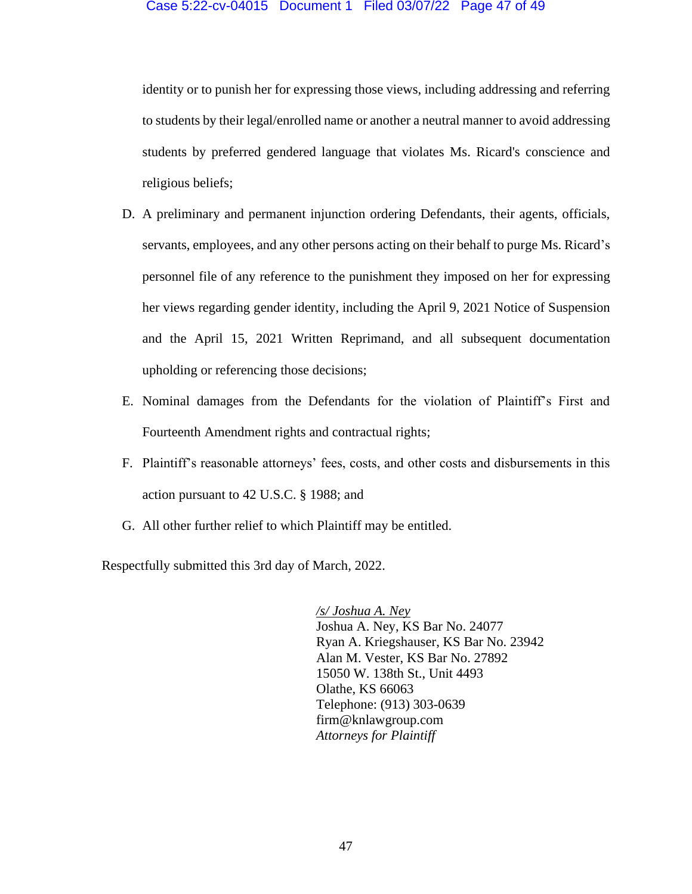identity or to punish her for expressing those views, including addressing and referring to students by their legal/enrolled name or another a neutral manner to avoid addressing students by preferred gendered language that violates Ms. Ricard's conscience and religious beliefs;

D. A preliminary and permanent injunction ordering Defendants, their agents, officials, servants, employees, and any other persons acting on their behalf to purge Ms. Ricard's personnel file of any reference to the punishment they imposed on her for expressing her views regarding gender identity, including the April 9, 2021 Notice of Suspension and the April 15, 2021 Written Reprimand, and all subsequent documentation upholding or referencing those decisions;

E. Nominal damages from the Defendants for the violation of Plaintiff's First and Fourteenth Amendment rights and contractual rights;

F. Plaintiff's reasonable attorneys' fees, costs, and other costs and disbursements in this action pursuant to 42 U.S.C. § 1988; and

G. All other further relief to which Plaintiff may be entitled.

Respectfully submitted this 3rd day of March, 2022.

*/s/ Joshua A. Ney*
Joshua A. Ney, KS Bar No. 24077
Ryan A. Kriegshauser, KS Bar No. 23942
Alan M. Vester, KS Bar No. 27892
15050 W. 138th St., Unit 4493
Olathe, KS 66063
Telephone: (913) 303-0639
firm@knlawgroup.com
*Attorneys for Plaintiff*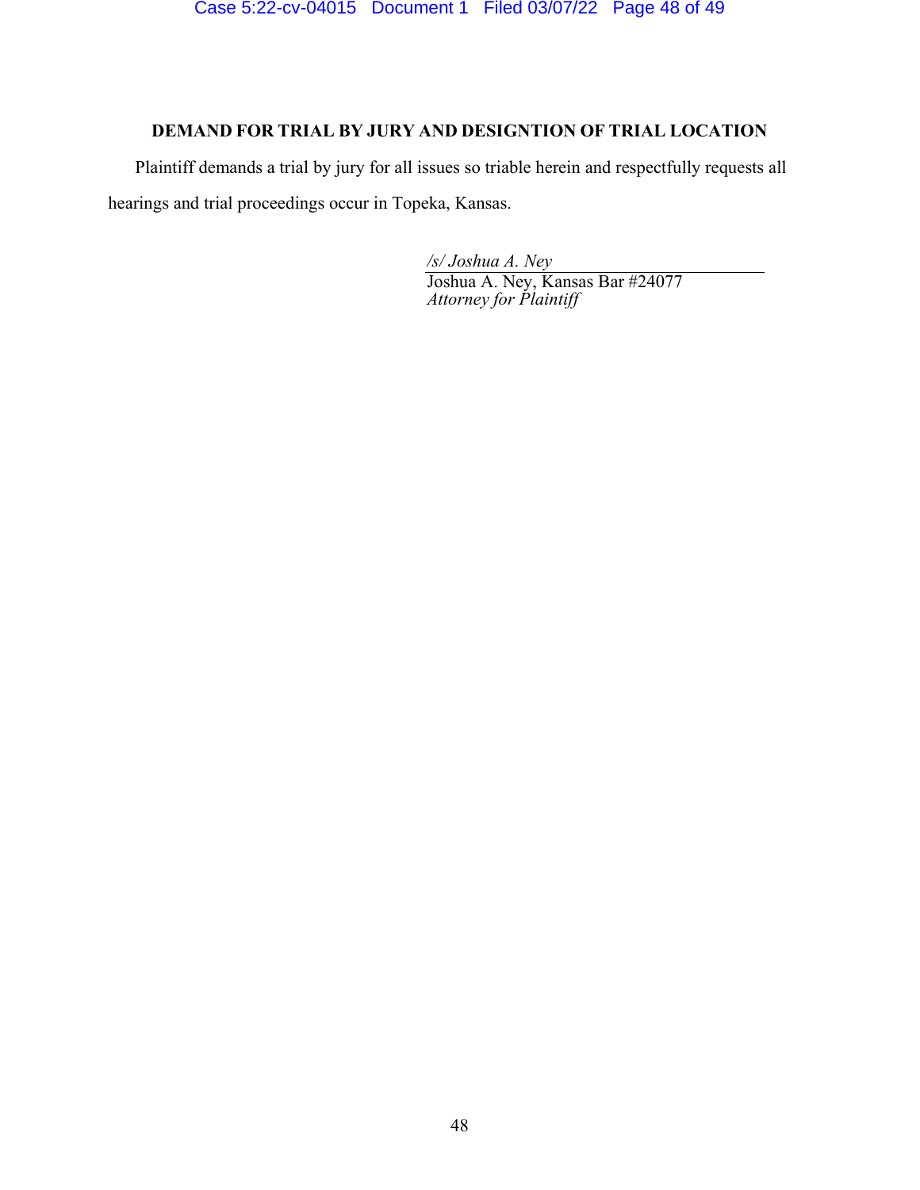**DEMAND FOR TRIAL BY JURY AND DESIGNTION OF TRIAL LOCATION**

Plaintiff demands a trial by jury for all issues so triable herein and respectfully requests all hearings and trial proceedings occur in Topeka, Kansas.

*/s/ Joshua A. Ney*
Joshua A. Ney, Kansas Bar #24077
*Attorney for Plaintiff*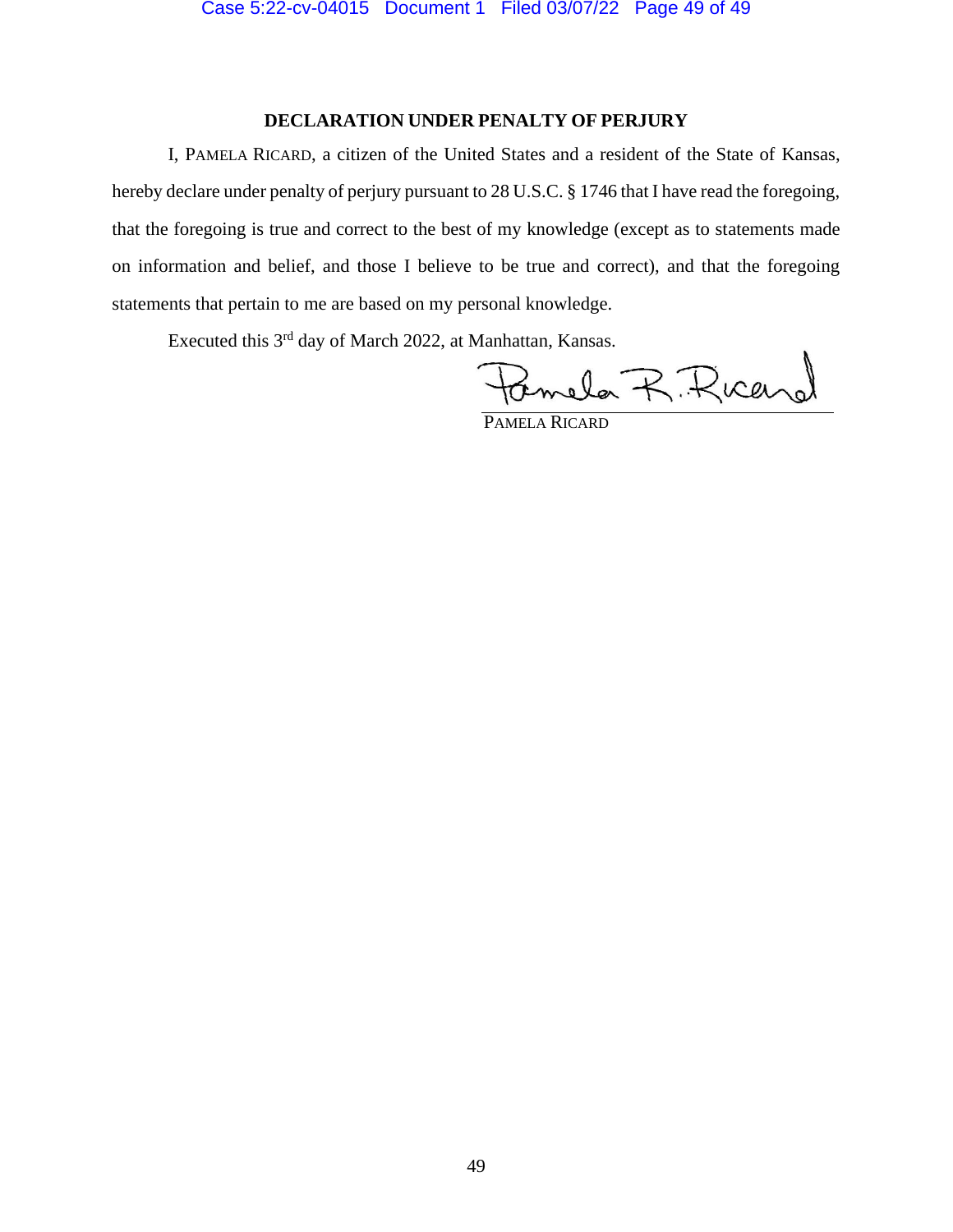**DECLARATION UNDER PENALTY OF PERJURY**

I, PAMELA RICARD, a citizen of the United States and a resident of the State of Kansas, hereby declare under penalty of perjury pursuant to 28 U.S.C. § 1746 that I have read the foregoing, that the foregoing is true and correct to the best of my knowledge (except as to statements made on information and belief, and those I believe to be true and correct), and that the foregoing statements that pertain to me are based on my personal knowledge.

Executed this 3rd day of March 2022, at Manhattan, Kansas.

Pamela R. Ricard

PAMELA RICARD